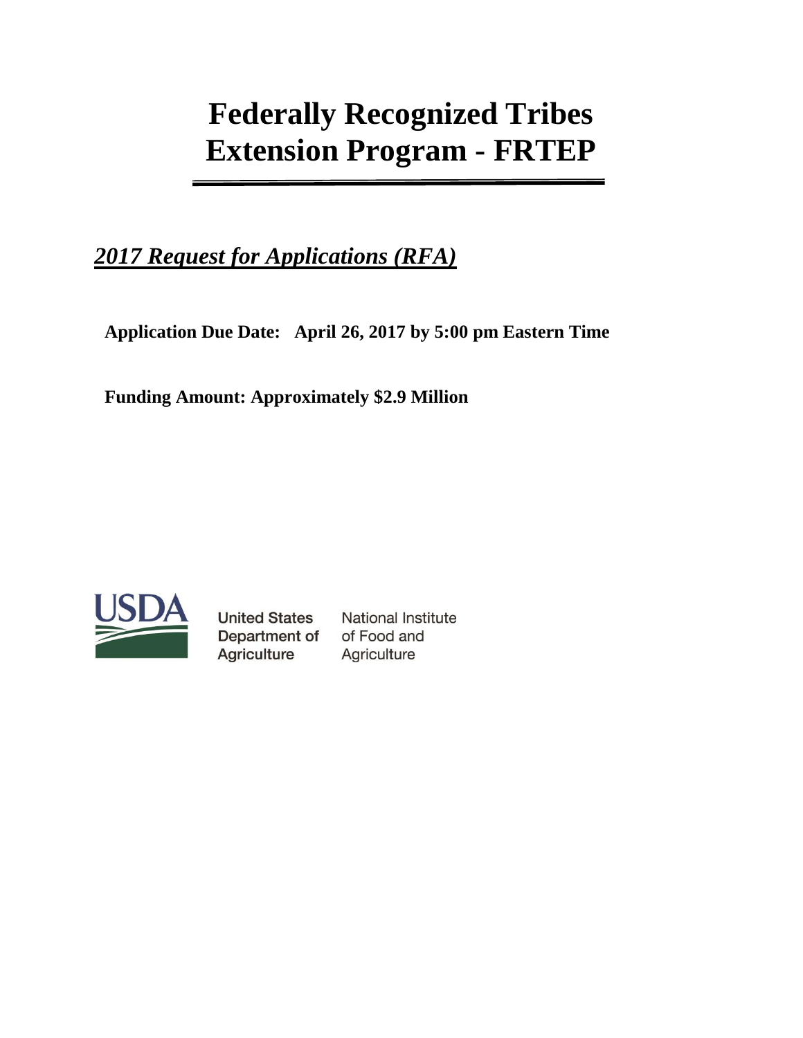# Federally Recognized Tribes Extension Program - FRTEP

## *2017 Request for Applications (RFA)*

**Application Due Date: April 26, 2017 by 5:00 pm Eastern Time**

**Funding Amount: Approximately $2.9 Million**

USDA

United States Department of Agriculture

National Institute of Food and Agriculture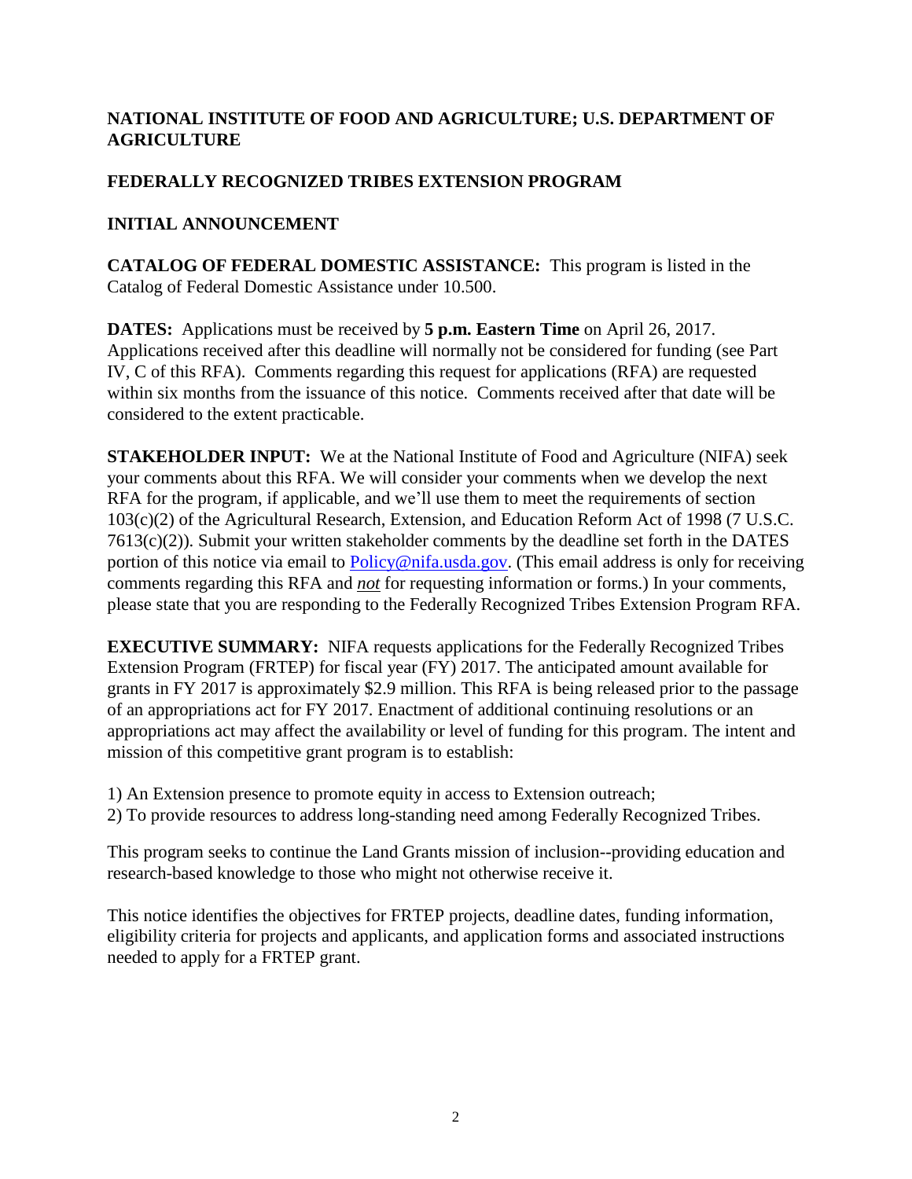**NATIONAL INSTITUTE OF FOOD AND AGRICULTURE; U.S. DEPARTMENT OF AGRICULTURE**

**FEDERALLY RECOGNIZED TRIBES EXTENSION PROGRAM**

**INITIAL ANNOUNCEMENT**

**CATALOG OF FEDERAL DOMESTIC ASSISTANCE:** This program is listed in the Catalog of Federal Domestic Assistance under 10.500.

**DATES:** Applications must be received by **5 p.m. Eastern Time** on April 26, 2017. Applications received after this deadline will normally not be considered for funding (see Part IV, C of this RFA). Comments regarding this request for applications (RFA) are requested within six months from the issuance of this notice. Comments received after that date will be considered to the extent practicable.

**STAKEHOLDER INPUT:** We at the National Institute of Food and Agriculture (NIFA) seek your comments about this RFA. We will consider your comments when we develop the next RFA for the program, if applicable, and we'll use them to meet the requirements of section 103(c)(2) of the Agricultural Research, Extension, and Education Reform Act of 1998 (7 U.S.C. 7613(c)(2)). Submit your written stakeholder comments by the deadline set forth in the DATES portion of this notice via email to Policy@nifa.usda.gov. (This email address is only for receiving comments regarding this RFA and ***not*** for requesting information or forms.) In your comments, please state that you are responding to the Federally Recognized Tribes Extension Program RFA.

**EXECUTIVE SUMMARY:** NIFA requests applications for the Federally Recognized Tribes Extension Program (FRTEP) for fiscal year (FY) 2017. The anticipated amount available for grants in FY 2017 is approximately $2.9 million. This RFA is being released prior to the passage of an appropriations act for FY 2017. Enactment of additional continuing resolutions or an appropriations act may affect the availability or level of funding for this program. The intent and mission of this competitive grant program is to establish:

1) An Extension presence to promote equity in access to Extension outreach;
2) To provide resources to address long-standing need among Federally Recognized Tribes.

This program seeks to continue the Land Grants mission of inclusion--providing education and research-based knowledge to those who might not otherwise receive it.

This notice identifies the objectives for FRTEP projects, deadline dates, funding information, eligibility criteria for projects and applicants, and application forms and associated instructions needed to apply for a FRTEP grant.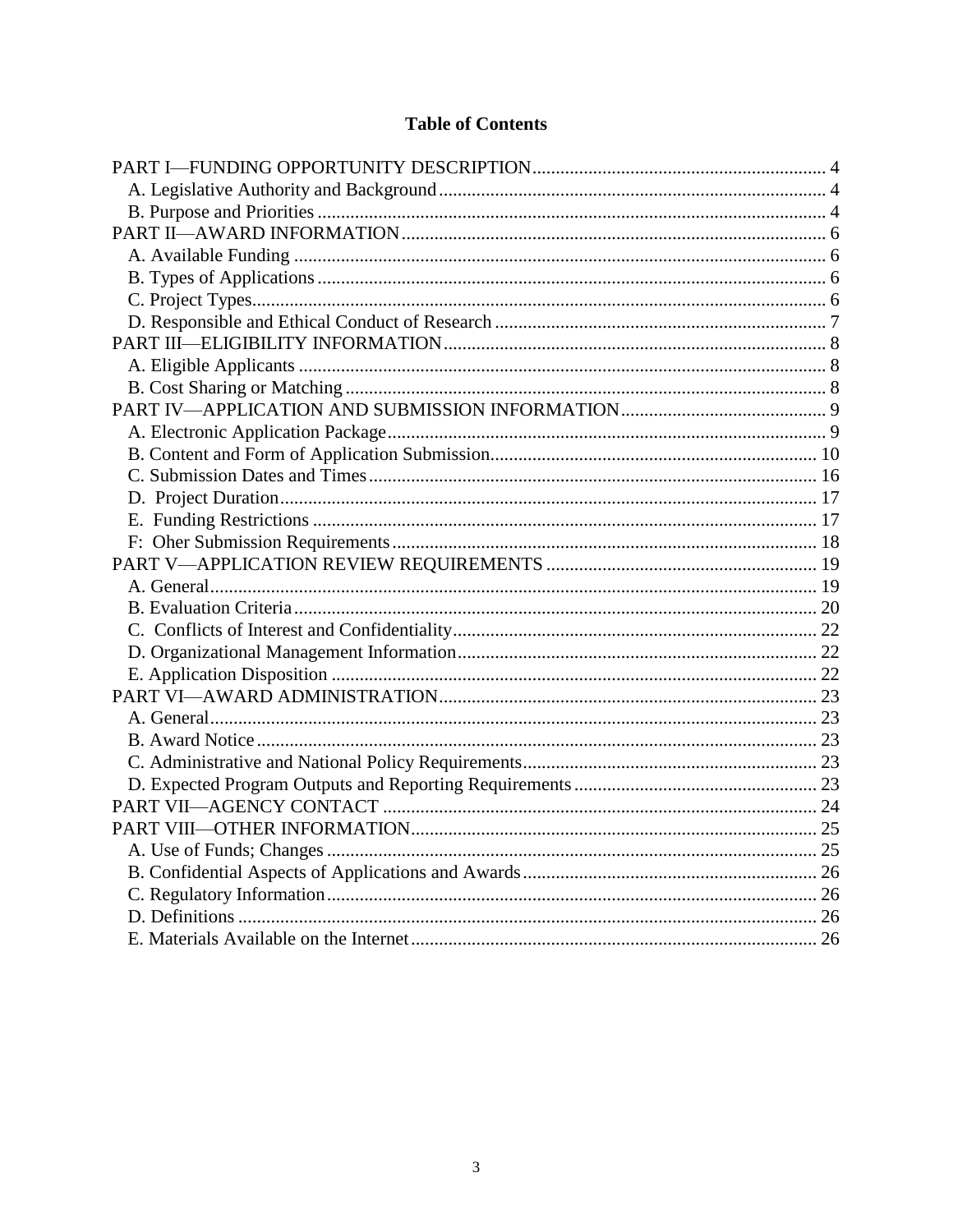## Table of Contents

PART I—FUNDING OPPORTUNITY DESCRIPTION ..... 4
- A. Legislative Authority and Background ..... 4
- B. Purpose and Priorities ..... 4

PART II—AWARD INFORMATION ..... 6
- A. Available Funding ..... 6
- B. Types of Applications ..... 6
- C. Project Types ..... 6
- D. Responsible and Ethical Conduct of Research ..... 7

PART III—ELIGIBILITY INFORMATION ..... 8
- A. Eligible Applicants ..... 8
- B. Cost Sharing or Matching ..... 8

PART IV—APPLICATION AND SUBMISSION INFORMATION ..... 9
- A. Electronic Application Package ..... 9
- B. Content and Form of Application Submission ..... 10
- C. Submission Dates and Times ..... 16
- D. Project Duration ..... 17
- E. Funding Restrictions ..... 17
- F: Oher Submission Requirements ..... 18

PART V—APPLICATION REVIEW REQUIREMENTS ..... 19
- A. General ..... 19
- B. Evaluation Criteria ..... 20
- C. Conflicts of Interest and Confidentiality ..... 22
- D. Organizational Management Information ..... 22
- E. Application Disposition ..... 22

PART VI—AWARD ADMINISTRATION ..... 23
- A. General ..... 23
- B. Award Notice ..... 23
- C. Administrative and National Policy Requirements ..... 23
- D. Expected Program Outputs and Reporting Requirements ..... 23

PART VII—AGENCY CONTACT ..... 24

PART VIII—OTHER INFORMATION ..... 25
- A. Use of Funds; Changes ..... 25
- B. Confidential Aspects of Applications and Awards ..... 26
- C. Regulatory Information ..... 26
- D. Definitions ..... 26
- E. Materials Available on the Internet ..... 26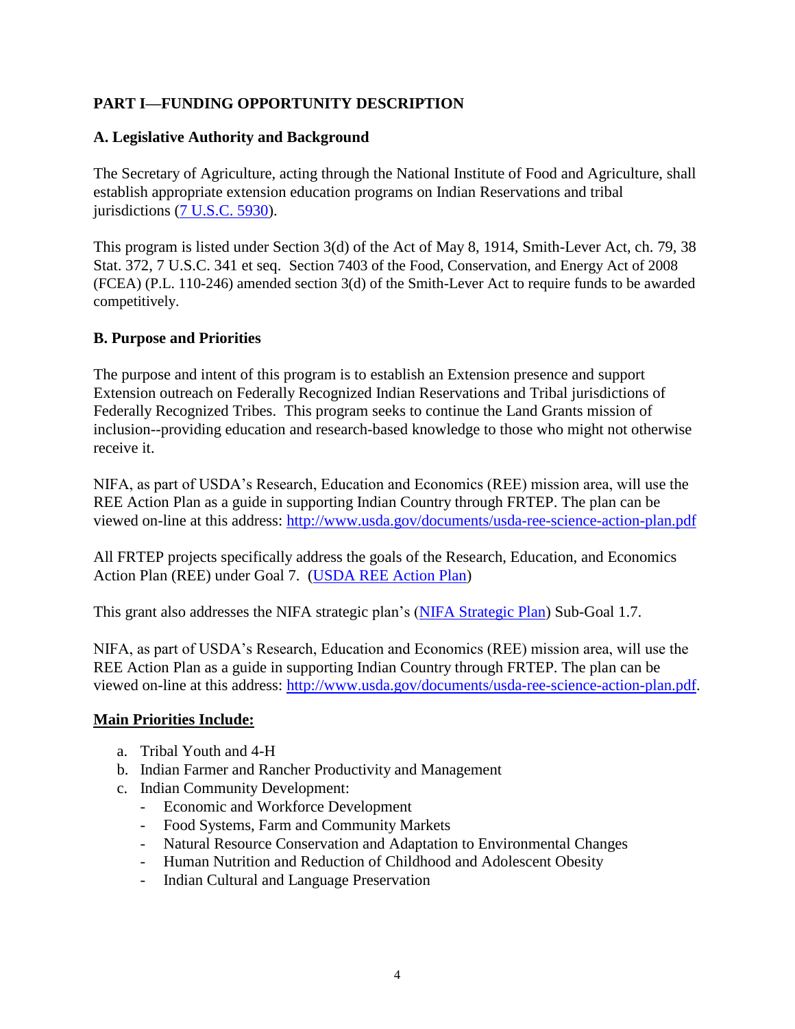## PART I—FUNDING OPPORTUNITY DESCRIPTION

### A. Legislative Authority and Background

The Secretary of Agriculture, acting through the National Institute of Food and Agriculture, shall establish appropriate extension education programs on Indian Reservations and tribal jurisdictions (7 U.S.C. 5930).

This program is listed under Section 3(d) of the Act of May 8, 1914, Smith-Lever Act, ch. 79, 38 Stat. 372, 7 U.S.C. 341 et seq. Section 7403 of the Food, Conservation, and Energy Act of 2008 (FCEA) (P.L. 110-246) amended section 3(d) of the Smith-Lever Act to require funds to be awarded competitively.

### B. Purpose and Priorities

The purpose and intent of this program is to establish an Extension presence and support Extension outreach on Federally Recognized Indian Reservations and Tribal jurisdictions of Federally Recognized Tribes. This program seeks to continue the Land Grants mission of inclusion--providing education and research-based knowledge to those who might not otherwise receive it.

NIFA, as part of USDA's Research, Education and Economics (REE) mission area, will use the REE Action Plan as a guide in supporting Indian Country through FRTEP. The plan can be viewed on-line at this address: http://www.usda.gov/documents/usda-ree-science-action-plan.pdf

All FRTEP projects specifically address the goals of the Research, Education, and Economics Action Plan (REE) under Goal 7. (USDA REE Action Plan)

This grant also addresses the NIFA strategic plan's (NIFA Strategic Plan) Sub-Goal 1.7.

NIFA, as part of USDA's Research, Education and Economics (REE) mission area, will use the REE Action Plan as a guide in supporting Indian Country through FRTEP. The plan can be viewed on-line at this address: http://www.usda.gov/documents/usda-ree-science-action-plan.pdf.

**Main Priorities Include:**

a. Tribal Youth and 4-H
b. Indian Farmer and Rancher Productivity and Management
c. Indian Community Development:
   - Economic and Workforce Development
   - Food Systems, Farm and Community Markets
   - Natural Resource Conservation and Adaptation to Environmental Changes
   - Human Nutrition and Reduction of Childhood and Adolescent Obesity
   - Indian Cultural and Language Preservation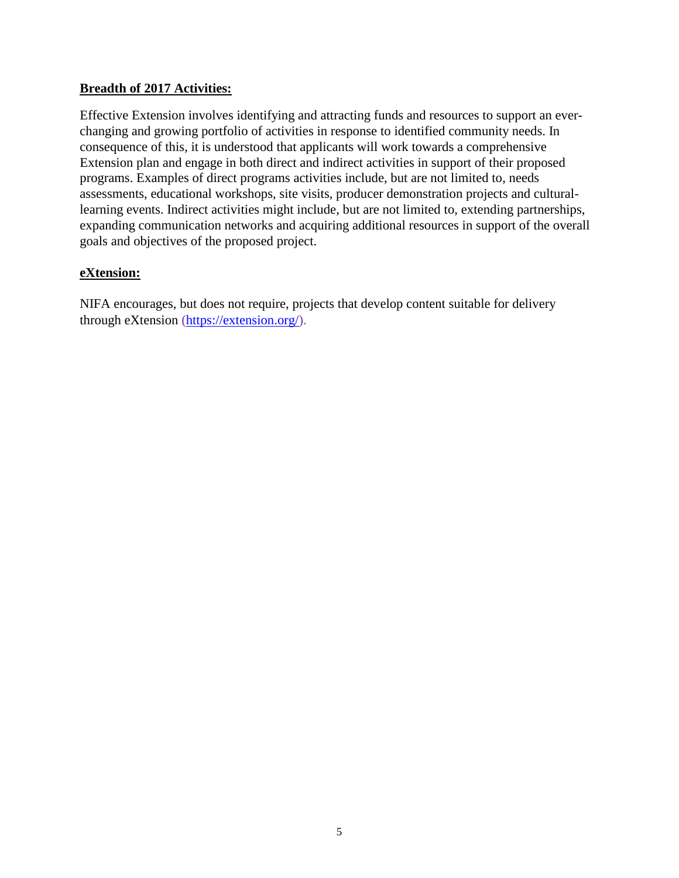**Breadth of 2017 Activities:**

Effective Extension involves identifying and attracting funds and resources to support an ever-changing and growing portfolio of activities in response to identified community needs. In consequence of this, it is understood that applicants will work towards a comprehensive Extension plan and engage in both direct and indirect activities in support of their proposed programs. Examples of direct programs activities include, but are not limited to, needs assessments, educational workshops, site visits, producer demonstration projects and cultural-learning events. Indirect activities might include, but are not limited to, extending partnerships, expanding communication networks and acquiring additional resources in support of the overall goals and objectives of the proposed project.

**eXtension:**

NIFA encourages, but does not require, projects that develop content suitable for delivery through eXtension (https://extension.org/).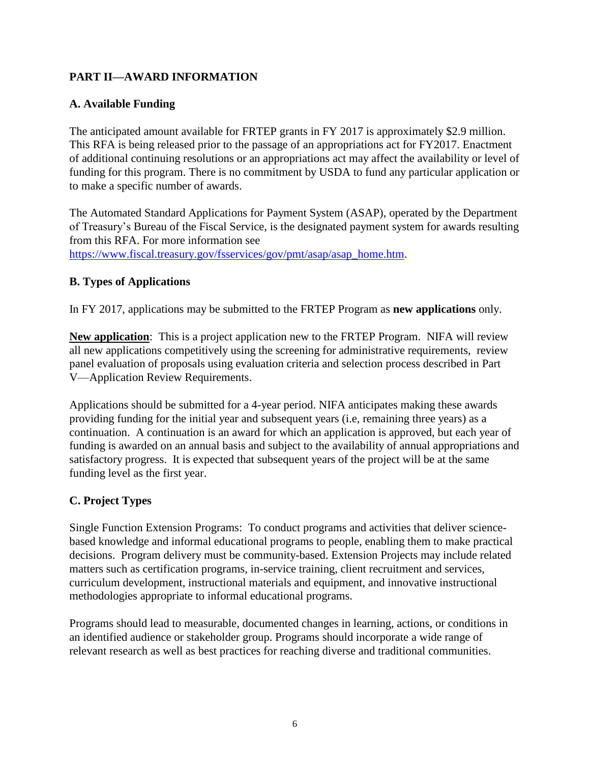## PART II—AWARD INFORMATION

### A. Available Funding

The anticipated amount available for FRTEP grants in FY 2017 is approximately $2.9 million. This RFA is being released prior to the passage of an appropriations act for FY2017. Enactment of additional continuing resolutions or an appropriations act may affect the availability or level of funding for this program. There is no commitment by USDA to fund any particular application or to make a specific number of awards.

The Automated Standard Applications for Payment System (ASAP), operated by the Department of Treasury's Bureau of the Fiscal Service, is the designated payment system for awards resulting from this RFA. For more information see [https://www.fiscal.treasury.gov/fsservices/gov/pmt/asap/asap_home.htm](https://www.fiscal.treasury.gov/fsservices/gov/pmt/asap/asap_home.htm).

### B. Types of Applications

In FY 2017, applications may be submitted to the FRTEP Program as **new applications** only.

**New application**: This is a project application new to the FRTEP Program. NIFA will review all new applications competitively using the screening for administrative requirements, review panel evaluation of proposals using evaluation criteria and selection process described in Part V—Application Review Requirements.

Applications should be submitted for a 4-year period. NIFA anticipates making these awards providing funding for the initial year and subsequent years (i.e, remaining three years) as a continuation. A continuation is an award for which an application is approved, but each year of funding is awarded on an annual basis and subject to the availability of annual appropriations and satisfactory progress. It is expected that subsequent years of the project will be at the same funding level as the first year.

### C. Project Types

Single Function Extension Programs: To conduct programs and activities that deliver science-based knowledge and informal educational programs to people, enabling them to make practical decisions. Program delivery must be community-based. Extension Projects may include related matters such as certification programs, in-service training, client recruitment and services, curriculum development, instructional materials and equipment, and innovative instructional methodologies appropriate to informal educational programs.

Programs should lead to measurable, documented changes in learning, actions, or conditions in an identified audience or stakeholder group. Programs should incorporate a wide range of relevant research as well as best practices for reaching diverse and traditional communities.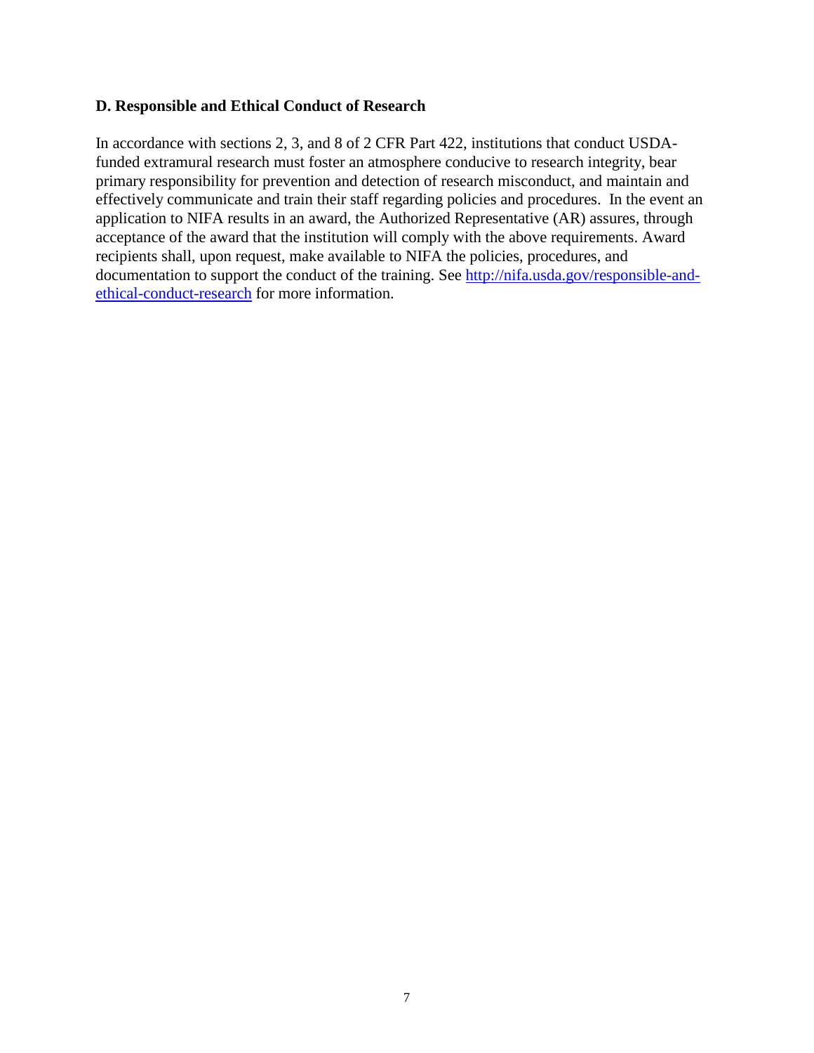### D. Responsible and Ethical Conduct of Research

In accordance with sections 2, 3, and 8 of 2 CFR Part 422, institutions that conduct USDA-funded extramural research must foster an atmosphere conducive to research integrity, bear primary responsibility for prevention and detection of research misconduct, and maintain and effectively communicate and train their staff regarding policies and procedures. In the event an application to NIFA results in an award, the Authorized Representative (AR) assures, through acceptance of the award that the institution will comply with the above requirements. Award recipients shall, upon request, make available to NIFA the policies, procedures, and documentation to support the conduct of the training. See [http://nifa.usda.gov/responsible-and-ethical-conduct-research](http://nifa.usda.gov/responsible-and-ethical-conduct-research) for more information.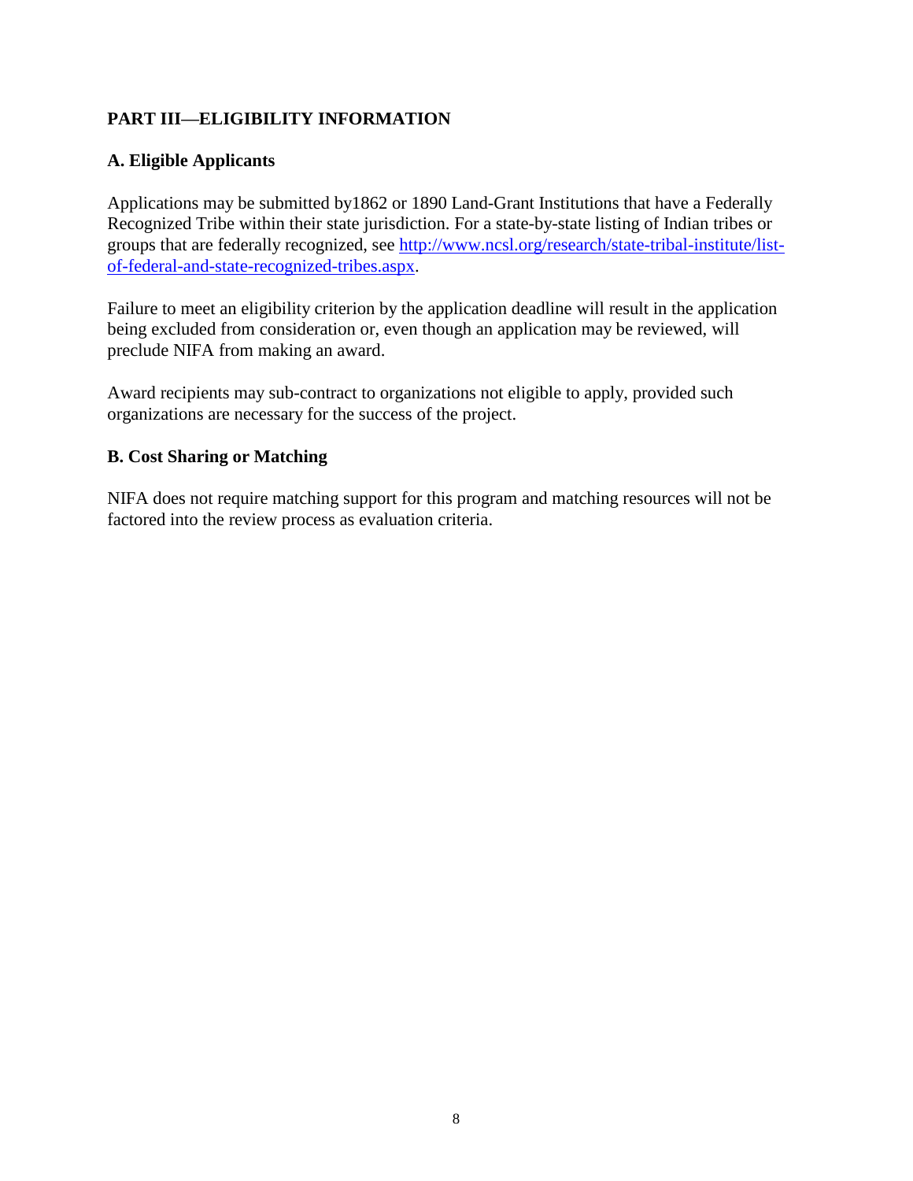## PART III—ELIGIBILITY INFORMATION

### A. Eligible Applicants

Applications may be submitted by1862 or 1890 Land-Grant Institutions that have a Federally Recognized Tribe within their state jurisdiction. For a state-by-state listing of Indian tribes or groups that are federally recognized, see [http://www.ncsl.org/research/state-tribal-institute/list-of-federal-and-state-recognized-tribes.aspx](http://www.ncsl.org/research/state-tribal-institute/list-of-federal-and-state-recognized-tribes.aspx).

Failure to meet an eligibility criterion by the application deadline will result in the application being excluded from consideration or, even though an application may be reviewed, will preclude NIFA from making an award.

Award recipients may sub-contract to organizations not eligible to apply, provided such organizations are necessary for the success of the project.

### B. Cost Sharing or Matching

NIFA does not require matching support for this program and matching resources will not be factored into the review process as evaluation criteria.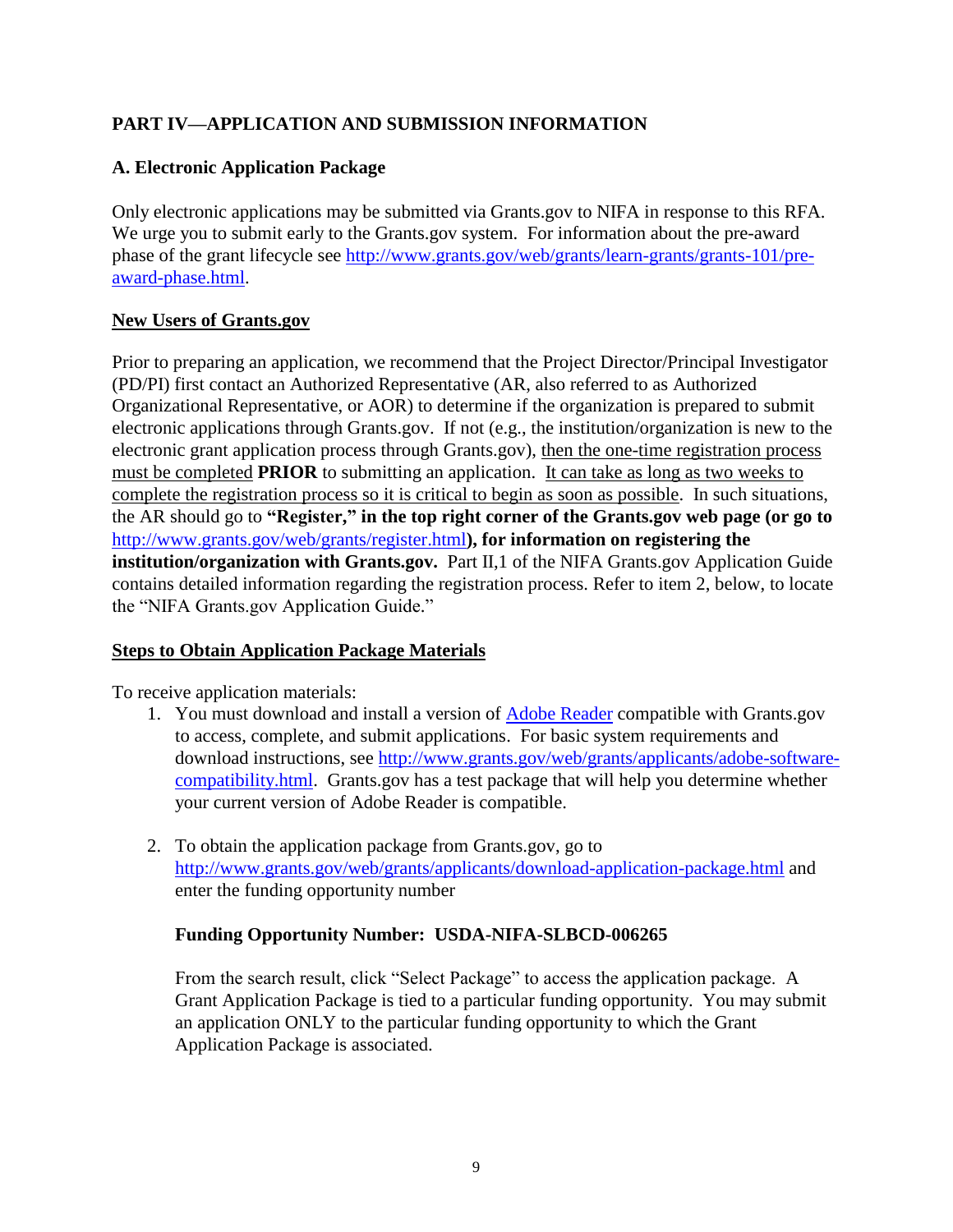## PART IV—APPLICATION AND SUBMISSION INFORMATION

### A. Electronic Application Package

Only electronic applications may be submitted via Grants.gov to NIFA in response to this RFA. We urge you to submit early to the Grants.gov system. For information about the pre-award phase of the grant lifecycle see [http://www.grants.gov/web/grants/learn-grants/grants-101/pre-award-phase.html](http://www.grants.gov/web/grants/learn-grants/grants-101/pre-award-phase.html).

**New Users of Grants.gov**

Prior to preparing an application, we recommend that the Project Director/Principal Investigator (PD/PI) first contact an Authorized Representative (AR, also referred to as Authorized Organizational Representative, or AOR) to determine if the organization is prepared to submit electronic applications through Grants.gov. If not (e.g., the institution/organization is new to the electronic grant application process through Grants.gov), then the one-time registration process must be completed **PRIOR** to submitting an application. It can take as long as two weeks to complete the registration process so it is critical to begin as soon as possible. In such situations, the AR should go to **"Register," in the top right corner of the Grants.gov web page (or go to [http://www.grants.gov/web/grants/register.html](http://www.grants.gov/web/grants/register.html)), for information on registering the institution/organization with Grants.gov.** Part II,1 of the NIFA Grants.gov Application Guide contains detailed information regarding the registration process. Refer to item 2, below, to locate the "NIFA Grants.gov Application Guide."

**Steps to Obtain Application Package Materials**

To receive application materials:

1. You must download and install a version of [Adobe Reader](#) compatible with Grants.gov to access, complete, and submit applications. For basic system requirements and download instructions, see [http://www.grants.gov/web/grants/applicants/adobe-software-compatibility.html](http://www.grants.gov/web/grants/applicants/adobe-software-compatibility.html). Grants.gov has a test package that will help you determine whether your current version of Adobe Reader is compatible.

2. To obtain the application package from Grants.gov, go to [http://www.grants.gov/web/grants/applicants/download-application-package.html](http://www.grants.gov/web/grants/applicants/download-application-package.html) and enter the funding opportunity number

   **Funding Opportunity Number: USDA-NIFA-SLBCD-006265**

   From the search result, click "Select Package" to access the application package. A Grant Application Package is tied to a particular funding opportunity. You may submit an application ONLY to the particular funding opportunity to which the Grant Application Package is associated.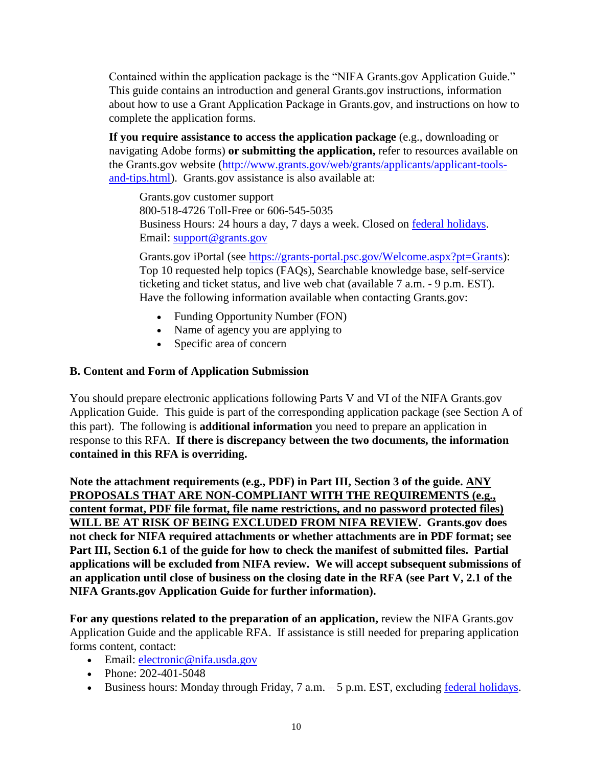Contained within the application package is the "NIFA Grants.gov Application Guide." This guide contains an introduction and general Grants.gov instructions, information about how to use a Grant Application Package in Grants.gov, and instructions on how to complete the application forms.

**If you require assistance to access the application package** (e.g., downloading or navigating Adobe forms) **or submitting the application,** refer to resources available on the Grants.gov website (http://www.grants.gov/web/grants/applicants/applicant-tools-and-tips.html). Grants.gov assistance is also available at:

Grants.gov customer support
800-518-4726 Toll-Free or 606-545-5035
Business Hours: 24 hours a day, 7 days a week. Closed on federal holidays.
Email: support@grants.gov

Grants.gov iPortal (see https://grants-portal.psc.gov/Welcome.aspx?pt=Grants): Top 10 requested help topics (FAQs), Searchable knowledge base, self-service ticketing and ticket status, and live web chat (available 7 a.m. - 9 p.m. EST). Have the following information available when contacting Grants.gov:

- Funding Opportunity Number (FON)
- Name of agency you are applying to
- Specific area of concern

**B. Content and Form of Application Submission**

You should prepare electronic applications following Parts V and VI of the NIFA Grants.gov Application Guide. This guide is part of the corresponding application package (see Section A of this part). The following is **additional information** you need to prepare an application in response to this RFA. **If there is discrepancy between the two documents, the information contained in this RFA is overriding.**

**Note the attachment requirements (e.g., PDF) in Part III, Section 3 of the guide. ANY PROPOSALS THAT ARE NON-COMPLIANT WITH THE REQUIREMENTS (e.g., content format, PDF file format, file name restrictions, and no password protected files) WILL BE AT RISK OF BEING EXCLUDED FROM NIFA REVIEW. Grants.gov does not check for NIFA required attachments or whether attachments are in PDF format; see Part III, Section 6.1 of the guide for how to check the manifest of submitted files. Partial applications will be excluded from NIFA review. We will accept subsequent submissions of an application until close of business on the closing date in the RFA (see Part V, 2.1 of the NIFA Grants.gov Application Guide for further information).**

**For any questions related to the preparation of an application,** review the NIFA Grants.gov Application Guide and the applicable RFA. If assistance is still needed for preparing application forms content, contact:

- Email: electronic@nifa.usda.gov
- Phone: 202-401-5048
- Business hours: Monday through Friday, 7 a.m. – 5 p.m. EST, excluding federal holidays.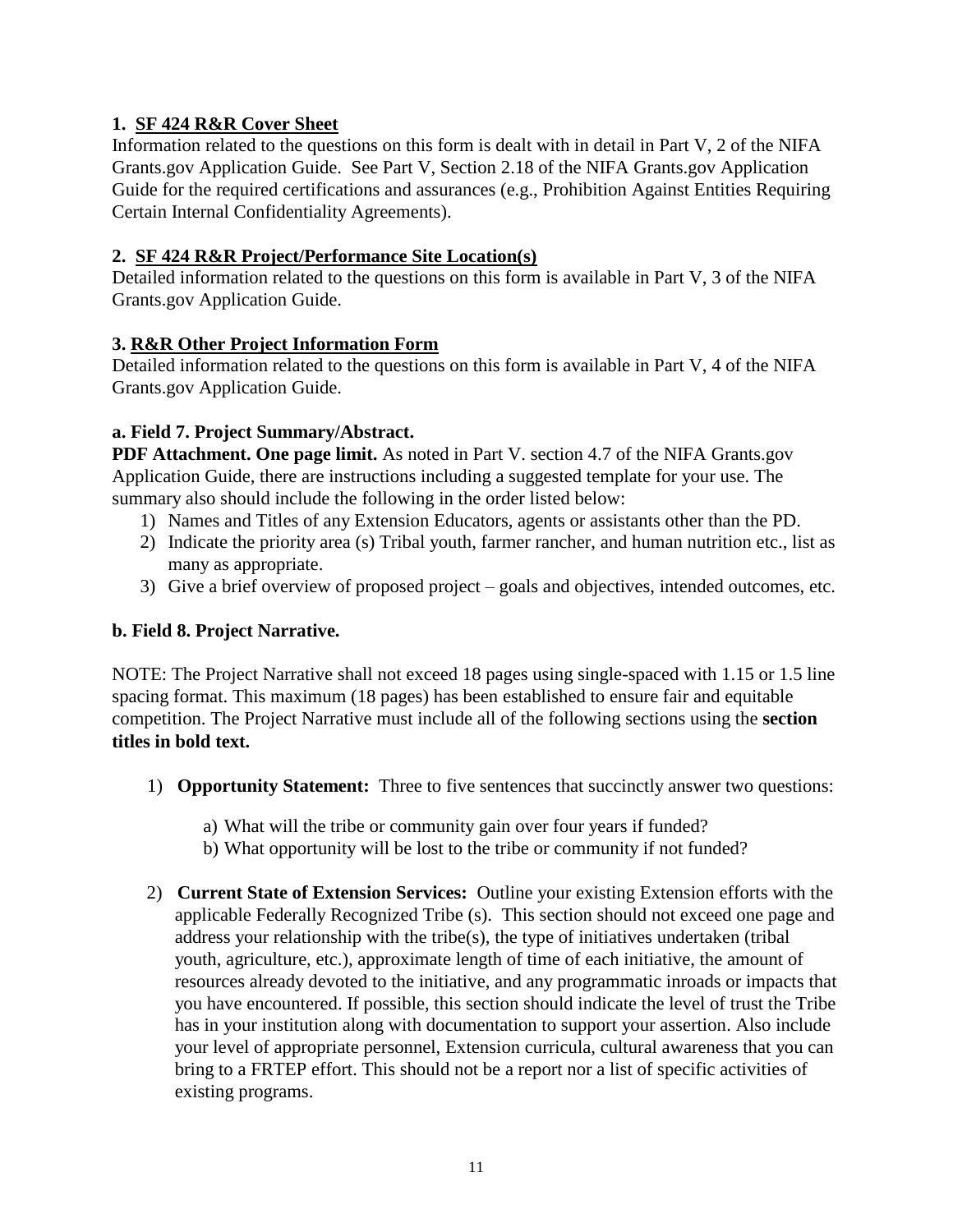### 1. <u>SF 424 R&R Cover Sheet</u>

Information related to the questions on this form is dealt with in detail in Part V, 2 of the NIFA Grants.gov Application Guide. See Part V, Section 2.18 of the NIFA Grants.gov Application Guide for the required certifications and assurances (e.g., Prohibition Against Entities Requiring Certain Internal Confidentiality Agreements).

### 2. <u>SF 424 R&R Project/Performance Site Location(s)</u>

Detailed information related to the questions on this form is available in Part V, 3 of the NIFA Grants.gov Application Guide.

### 3. <u>R&R Other Project Information Form</u>

Detailed information related to the questions on this form is available in Part V, 4 of the NIFA Grants.gov Application Guide.

#### a. Field 7. Project Summary/Abstract.

**PDF Attachment. One page limit.** As noted in Part V. section 4.7 of the NIFA Grants.gov Application Guide, there are instructions including a suggested template for your use. The summary also should include the following in the order listed below:

1) Names and Titles of any Extension Educators, agents or assistants other than the PD.
2) Indicate the priority area (s) Tribal youth, farmer rancher, and human nutrition etc., list as many as appropriate.
3) Give a brief overview of proposed project – goals and objectives, intended outcomes, etc.

#### b. Field 8. Project Narrative.

NOTE: The Project Narrative shall not exceed 18 pages using single-spaced with 1.15 or 1.5 line spacing format. This maximum (18 pages) has been established to ensure fair and equitable competition. The Project Narrative must include all of the following sections using the **section titles in bold text.**

1) **Opportunity Statement:** Three to five sentences that succinctly answer two questions:

   a) What will the tribe or community gain over four years if funded?
   b) What opportunity will be lost to the tribe or community if not funded?

2) **Current State of Extension Services:** Outline your existing Extension efforts with the applicable Federally Recognized Tribe (s). This section should not exceed one page and address your relationship with the tribe(s), the type of initiatives undertaken (tribal youth, agriculture, etc.), approximate length of time of each initiative, the amount of resources already devoted to the initiative, and any programmatic inroads or impacts that you have encountered. If possible, this section should indicate the level of trust the Tribe has in your institution along with documentation to support your assertion. Also include your level of appropriate personnel, Extension curricula, cultural awareness that you can bring to a FRTEP effort. This should not be a report nor a list of specific activities of existing programs.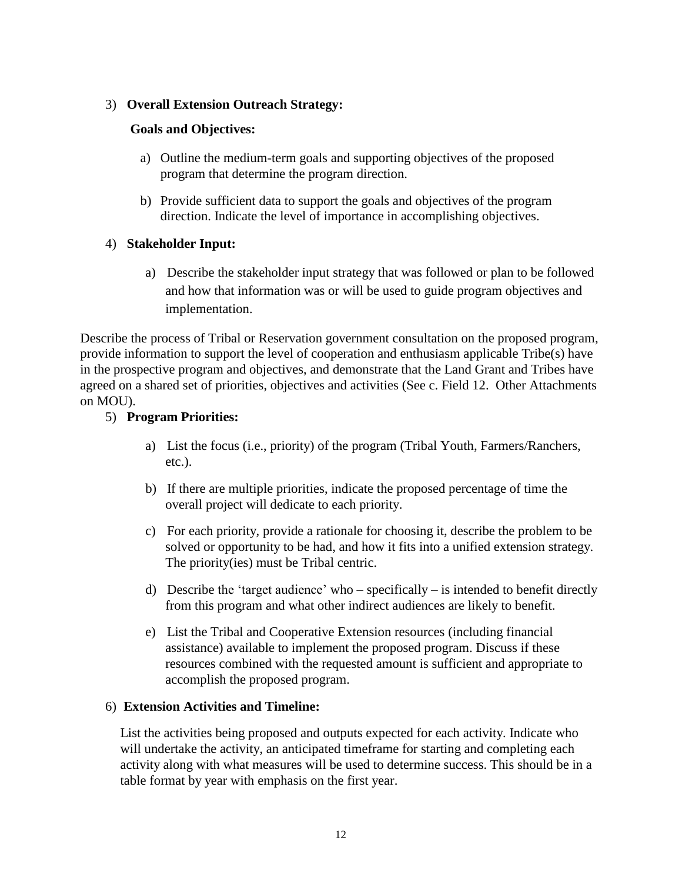3) **Overall Extension Outreach Strategy:**

**Goals and Objectives:**

a) Outline the medium-term goals and supporting objectives of the proposed program that determine the program direction.

b) Provide sufficient data to support the goals and objectives of the program direction. Indicate the level of importance in accomplishing objectives.

4) **Stakeholder Input:**

a) Describe the stakeholder input strategy that was followed or plan to be followed and how that information was or will be used to guide program objectives and implementation.

Describe the process of Tribal or Reservation government consultation on the proposed program, provide information to support the level of cooperation and enthusiasm applicable Tribe(s) have in the prospective program and objectives, and demonstrate that the Land Grant and Tribes have agreed on a shared set of priorities, objectives and activities (See c. Field 12. Other Attachments on MOU).

5) **Program Priorities:**

a) List the focus (i.e., priority) of the program (Tribal Youth, Farmers/Ranchers, etc.).

b) If there are multiple priorities, indicate the proposed percentage of time the overall project will dedicate to each priority.

c) For each priority, provide a rationale for choosing it, describe the problem to be solved or opportunity to be had, and how it fits into a unified extension strategy. The priority(ies) must be Tribal centric.

d) Describe the 'target audience' who – specifically – is intended to benefit directly from this program and what other indirect audiences are likely to benefit.

e) List the Tribal and Cooperative Extension resources (including financial assistance) available to implement the proposed program. Discuss if these resources combined with the requested amount is sufficient and appropriate to accomplish the proposed program.

6) **Extension Activities and Timeline:**

List the activities being proposed and outputs expected for each activity. Indicate who will undertake the activity, an anticipated timeframe for starting and completing each activity along with what measures will be used to determine success. This should be in a table format by year with emphasis on the first year.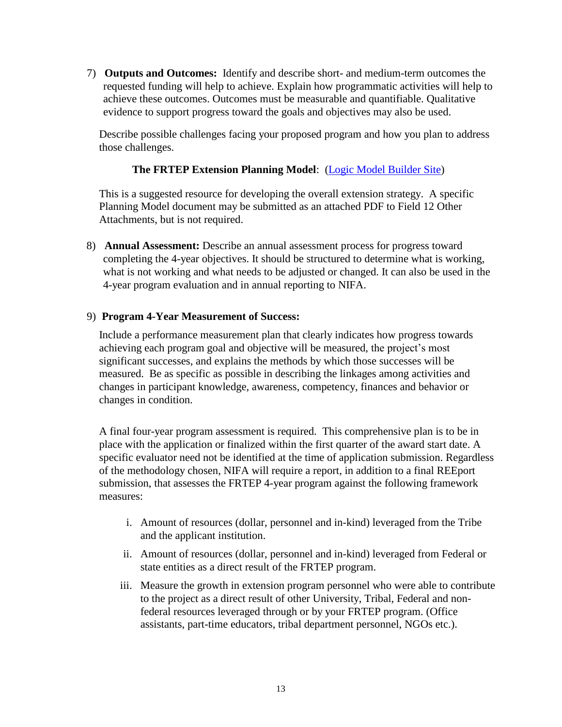7) **Outputs and Outcomes:** Identify and describe short- and medium-term outcomes the requested funding will help to achieve. Explain how programmatic activities will help to achieve these outcomes. Outcomes must be measurable and quantifiable. Qualitative evidence to support progress toward the goals and objectives may also be used.

   Describe possible challenges facing your proposed program and how you plan to address those challenges.

   **The FRTEP Extension Planning Model**: (Logic Model Builder Site)

   This is a suggested resource for developing the overall extension strategy. A specific Planning Model document may be submitted as an attached PDF to Field 12 Other Attachments, but is not required.

8) **Annual Assessment:** Describe an annual assessment process for progress toward completing the 4-year objectives. It should be structured to determine what is working, what is not working and what needs to be adjusted or changed. It can also be used in the 4-year program evaluation and in annual reporting to NIFA.

9) **Program 4-Year Measurement of Success:**

   Include a performance measurement plan that clearly indicates how progress towards achieving each program goal and objective will be measured, the project's most significant successes, and explains the methods by which those successes will be measured. Be as specific as possible in describing the linkages among activities and changes in participant knowledge, awareness, competency, finances and behavior or changes in condition.

   A final four-year program assessment is required. This comprehensive plan is to be in place with the application or finalized within the first quarter of the award start date. A specific evaluator need not be identified at the time of application submission. Regardless of the methodology chosen, NIFA will require a report, in addition to a final REEport submission, that assesses the FRTEP 4-year program against the following framework measures:

   i. Amount of resources (dollar, personnel and in-kind) leveraged from the Tribe and the applicant institution.

   ii. Amount of resources (dollar, personnel and in-kind) leveraged from Federal or state entities as a direct result of the FRTEP program.

   iii. Measure the growth in extension program personnel who were able to contribute to the project as a direct result of other University, Tribal, Federal and non-federal resources leveraged through or by your FRTEP program. (Office assistants, part-time educators, tribal department personnel, NGOs etc.).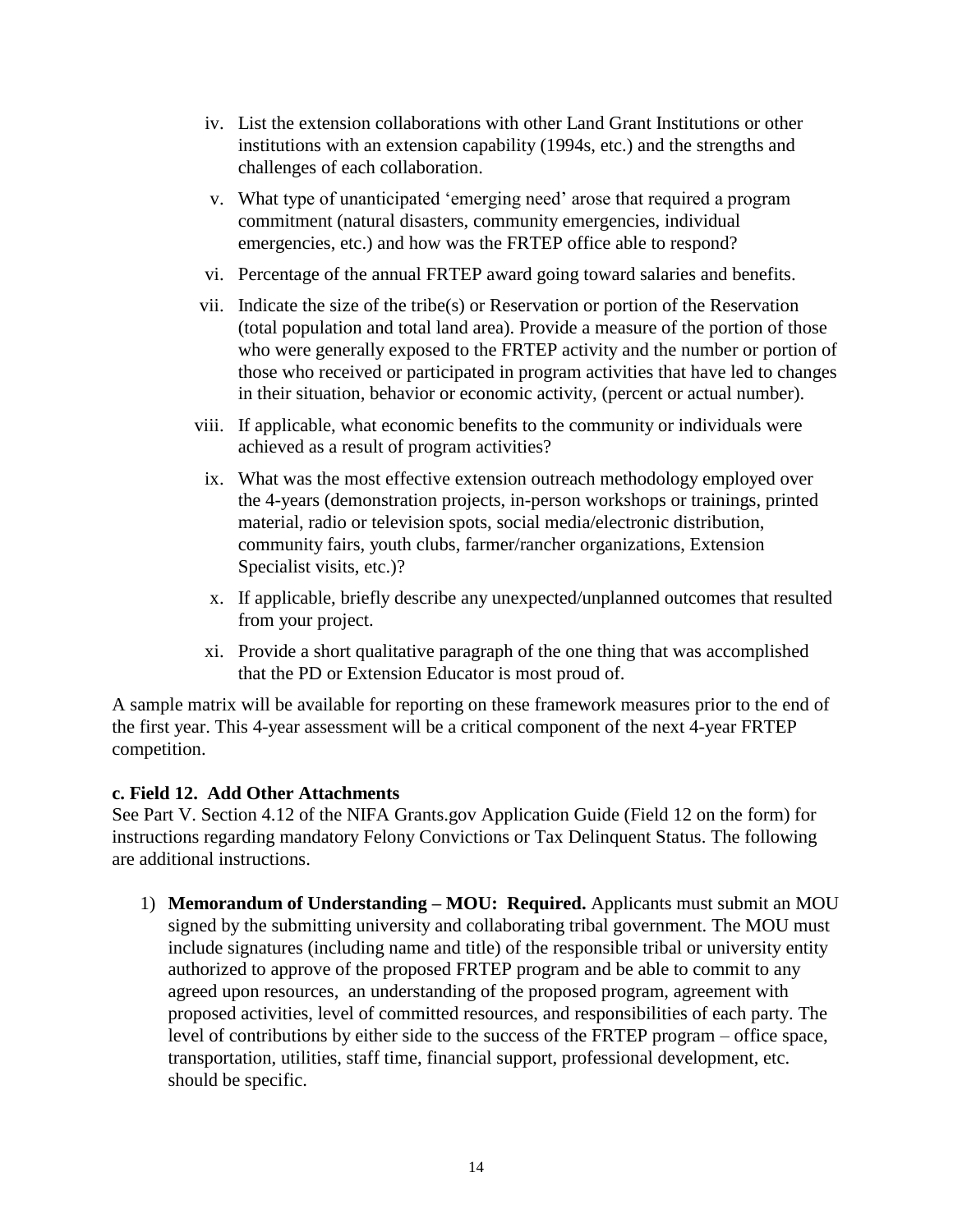iv. List the extension collaborations with other Land Grant Institutions or other institutions with an extension capability (1994s, etc.) and the strengths and challenges of each collaboration.

v. What type of unanticipated 'emerging need' arose that required a program commitment (natural disasters, community emergencies, individual emergencies, etc.) and how was the FRTEP office able to respond?

vi. Percentage of the annual FRTEP award going toward salaries and benefits.

vii. Indicate the size of the tribe(s) or Reservation or portion of the Reservation (total population and total land area). Provide a measure of the portion of those who were generally exposed to the FRTEP activity and the number or portion of those who received or participated in program activities that have led to changes in their situation, behavior or economic activity, (percent or actual number).

viii. If applicable, what economic benefits to the community or individuals were achieved as a result of program activities?

ix. What was the most effective extension outreach methodology employed over the 4-years (demonstration projects, in-person workshops or trainings, printed material, radio or television spots, social media/electronic distribution, community fairs, youth clubs, farmer/rancher organizations, Extension Specialist visits, etc.)?

x. If applicable, briefly describe any unexpected/unplanned outcomes that resulted from your project.

xi. Provide a short qualitative paragraph of the one thing that was accomplished that the PD or Extension Educator is most proud of.

A sample matrix will be available for reporting on these framework measures prior to the end of the first year. This 4-year assessment will be a critical component of the next 4-year FRTEP competition.

**c. Field 12. Add Other Attachments**

See Part V. Section 4.12 of the NIFA Grants.gov Application Guide (Field 12 on the form) for instructions regarding mandatory Felony Convictions or Tax Delinquent Status. The following are additional instructions.

1) **Memorandum of Understanding – MOU: Required.** Applicants must submit an MOU signed by the submitting university and collaborating tribal government. The MOU must include signatures (including name and title) of the responsible tribal or university entity authorized to approve of the proposed FRTEP program and be able to commit to any agreed upon resources, an understanding of the proposed program, agreement with proposed activities, level of committed resources, and responsibilities of each party. The level of contributions by either side to the success of the FRTEP program – office space, transportation, utilities, staff time, financial support, professional development, etc. should be specific.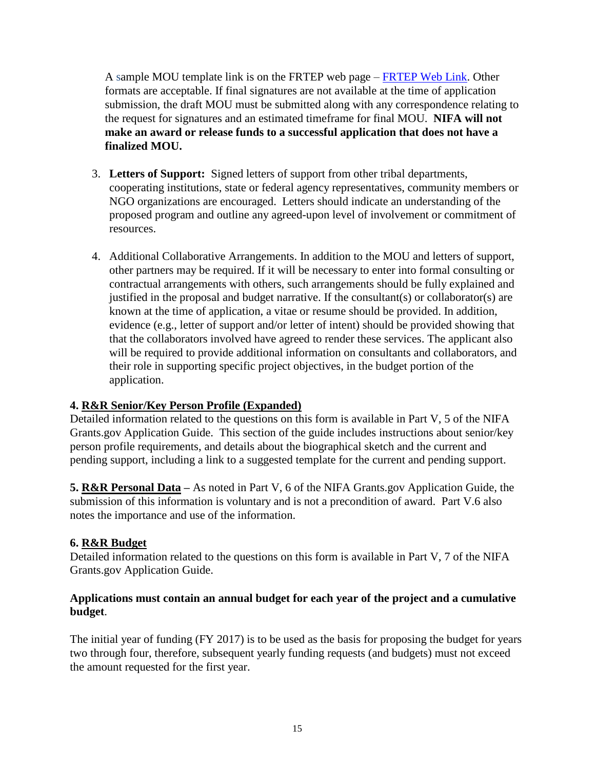A sample MOU template link is on the FRTEP web page – [FRTEP Web Link](). Other formats are acceptable. If final signatures are not available at the time of application submission, the draft MOU must be submitted along with any correspondence relating to the request for signatures and an estimated timeframe for final MOU. **NIFA will not make an award or release funds to a successful application that does not have a finalized MOU.**

3. **Letters of Support:** Signed letters of support from other tribal departments, cooperating institutions, state or federal agency representatives, community members or NGO organizations are encouraged. Letters should indicate an understanding of the proposed program and outline any agreed-upon level of involvement or commitment of resources.

4. Additional Collaborative Arrangements. In addition to the MOU and letters of support, other partners may be required. If it will be necessary to enter into formal consulting or contractual arrangements with others, such arrangements should be fully explained and justified in the proposal and budget narrative. If the consultant(s) or collaborator(s) are known at the time of application, a vitae or resume should be provided. In addition, evidence (e.g., letter of support and/or letter of intent) should be provided showing that that the collaborators involved have agreed to render these services. The applicant also will be required to provide additional information on consultants and collaborators, and their role in supporting specific project objectives, in the budget portion of the application.

**4. R&R Senior/Key Person Profile (Expanded)**
Detailed information related to the questions on this form is available in Part V, 5 of the NIFA Grants.gov Application Guide. This section of the guide includes instructions about senior/key person profile requirements, and details about the biographical sketch and the current and pending support, including a link to a suggested template for the current and pending support.

**5. R&R Personal Data –** As noted in Part V, 6 of the NIFA Grants.gov Application Guide, the submission of this information is voluntary and is not a precondition of award. Part V.6 also notes the importance and use of the information.

**6. R&R Budget**
Detailed information related to the questions on this form is available in Part V, 7 of the NIFA Grants.gov Application Guide.

**Applications must contain an annual budget for each year of the project and a cumulative budget**.

The initial year of funding (FY 2017) is to be used as the basis for proposing the budget for years two through four, therefore, subsequent yearly funding requests (and budgets) must not exceed the amount requested for the first year.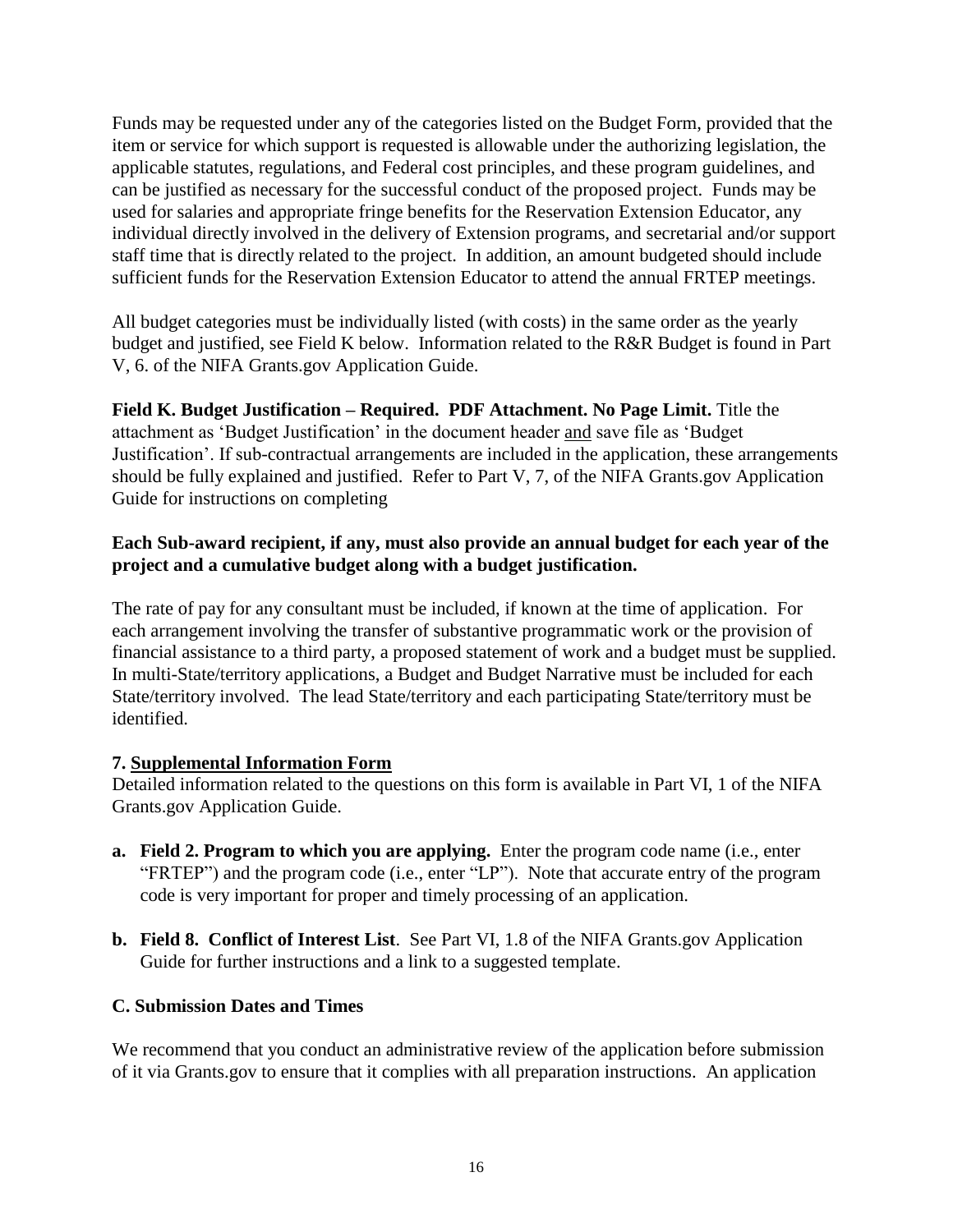Funds may be requested under any of the categories listed on the Budget Form, provided that the item or service for which support is requested is allowable under the authorizing legislation, the applicable statutes, regulations, and Federal cost principles, and these program guidelines, and can be justified as necessary for the successful conduct of the proposed project. Funds may be used for salaries and appropriate fringe benefits for the Reservation Extension Educator, any individual directly involved in the delivery of Extension programs, and secretarial and/or support staff time that is directly related to the project. In addition, an amount budgeted should include sufficient funds for the Reservation Extension Educator to attend the annual FRTEP meetings.

All budget categories must be individually listed (with costs) in the same order as the yearly budget and justified, see Field K below. Information related to the R&R Budget is found in Part V, 6. of the NIFA Grants.gov Application Guide.

**Field K. Budget Justification – Required. PDF Attachment. No Page Limit.** Title the attachment as 'Budget Justification' in the document header <u>and</u> save file as 'Budget Justification'. If sub-contractual arrangements are included in the application, these arrangements should be fully explained and justified. Refer to Part V, 7, of the NIFA Grants.gov Application Guide for instructions on completing

**Each Sub-award recipient, if any, must also provide an annual budget for each year of the project and a cumulative budget along with a budget justification.**

The rate of pay for any consultant must be included, if known at the time of application. For each arrangement involving the transfer of substantive programmatic work or the provision of financial assistance to a third party, a proposed statement of work and a budget must be supplied. In multi-State/territory applications, a Budget and Budget Narrative must be included for each State/territory involved. The lead State/territory and each participating State/territory must be identified.

**7. <u>Supplemental Information Form</u>**

Detailed information related to the questions on this form is available in Part VI, 1 of the NIFA Grants.gov Application Guide.

- **a. Field 2. Program to which you are applying.** Enter the program code name (i.e., enter "FRTEP") and the program code (i.e., enter "LP"). Note that accurate entry of the program code is very important for proper and timely processing of an application.
- **b. Field 8. Conflict of Interest List**. See Part VI, 1.8 of the NIFA Grants.gov Application Guide for further instructions and a link to a suggested template.

**C. Submission Dates and Times**

We recommend that you conduct an administrative review of the application before submission of it via Grants.gov to ensure that it complies with all preparation instructions. An application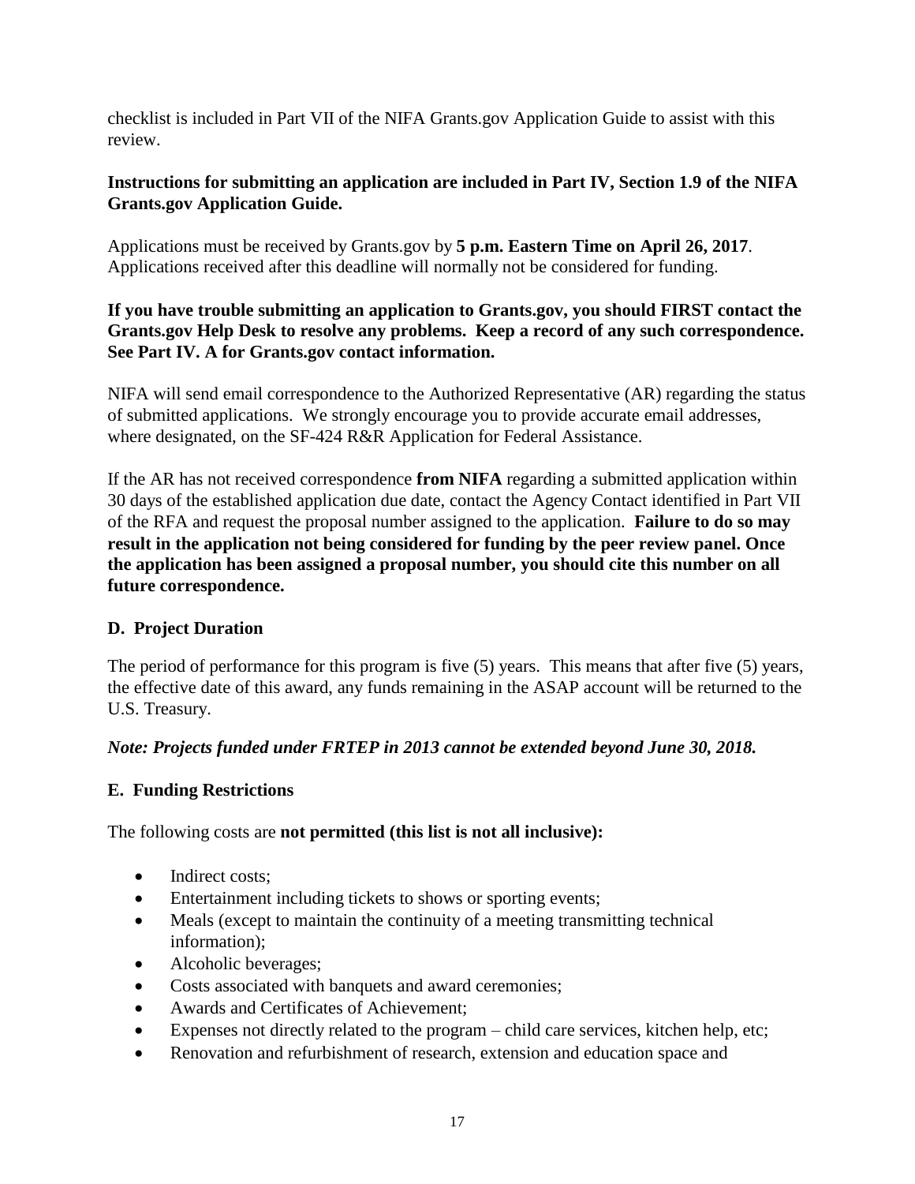checklist is included in Part VII of the NIFA Grants.gov Application Guide to assist with this review.

**Instructions for submitting an application are included in Part IV, Section 1.9 of the NIFA Grants.gov Application Guide.**

Applications must be received by Grants.gov by **5 p.m. Eastern Time on April 26, 2017**. Applications received after this deadline will normally not be considered for funding.

**If you have trouble submitting an application to Grants.gov, you should FIRST contact the Grants.gov Help Desk to resolve any problems. Keep a record of any such correspondence. See Part IV. A for Grants.gov contact information.**

NIFA will send email correspondence to the Authorized Representative (AR) regarding the status of submitted applications. We strongly encourage you to provide accurate email addresses, where designated, on the SF-424 R&R Application for Federal Assistance.

If the AR has not received correspondence **from NIFA** regarding a submitted application within 30 days of the established application due date, contact the Agency Contact identified in Part VII of the RFA and request the proposal number assigned to the application. **Failure to do so may result in the application not being considered for funding by the peer review panel. Once the application has been assigned a proposal number, you should cite this number on all future correspondence.**

### D. Project Duration

The period of performance for this program is five (5) years. This means that after five (5) years, the effective date of this award, any funds remaining in the ASAP account will be returned to the U.S. Treasury.

***Note: Projects funded under FRTEP in 2013 cannot be extended beyond June 30, 2018.***

### E. Funding Restrictions

The following costs are **not permitted (this list is not all inclusive):**

- Indirect costs;
- Entertainment including tickets to shows or sporting events;
- Meals (except to maintain the continuity of a meeting transmitting technical information);
- Alcoholic beverages;
- Costs associated with banquets and award ceremonies;
- Awards and Certificates of Achievement;
- Expenses not directly related to the program – child care services, kitchen help, etc;
- Renovation and refurbishment of research, extension and education space and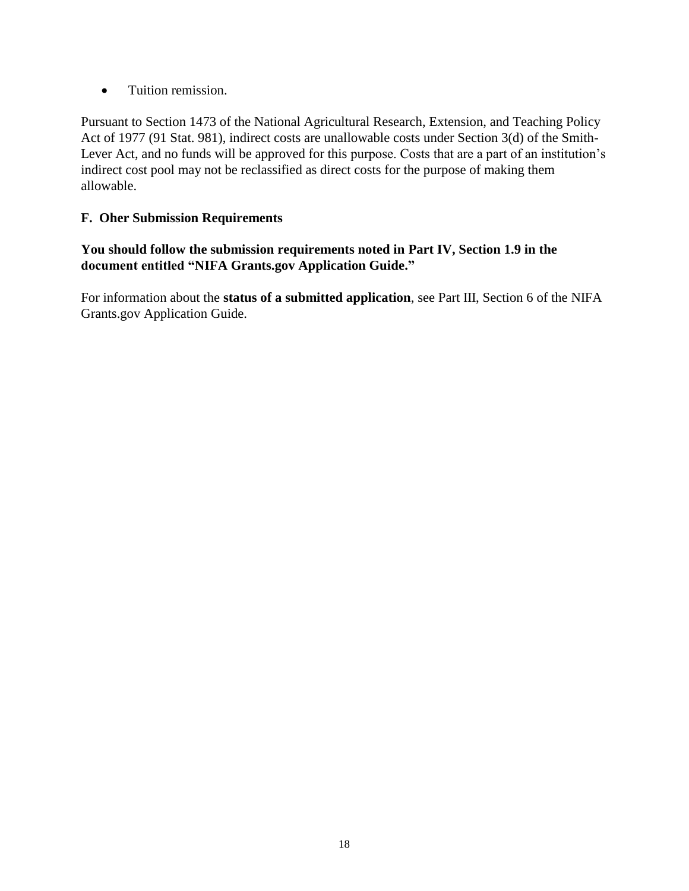- Tuition remission.

Pursuant to Section 1473 of the National Agricultural Research, Extension, and Teaching Policy Act of 1977 (91 Stat. 981), indirect costs are unallowable costs under Section 3(d) of the Smith-Lever Act, and no funds will be approved for this purpose. Costs that are a part of an institution's indirect cost pool may not be reclassified as direct costs for the purpose of making them allowable.

### F. Oher Submission Requirements

**You should follow the submission requirements noted in Part IV, Section 1.9 in the document entitled "NIFA Grants.gov Application Guide."**

For information about the **status of a submitted application**, see Part III, Section 6 of the NIFA Grants.gov Application Guide.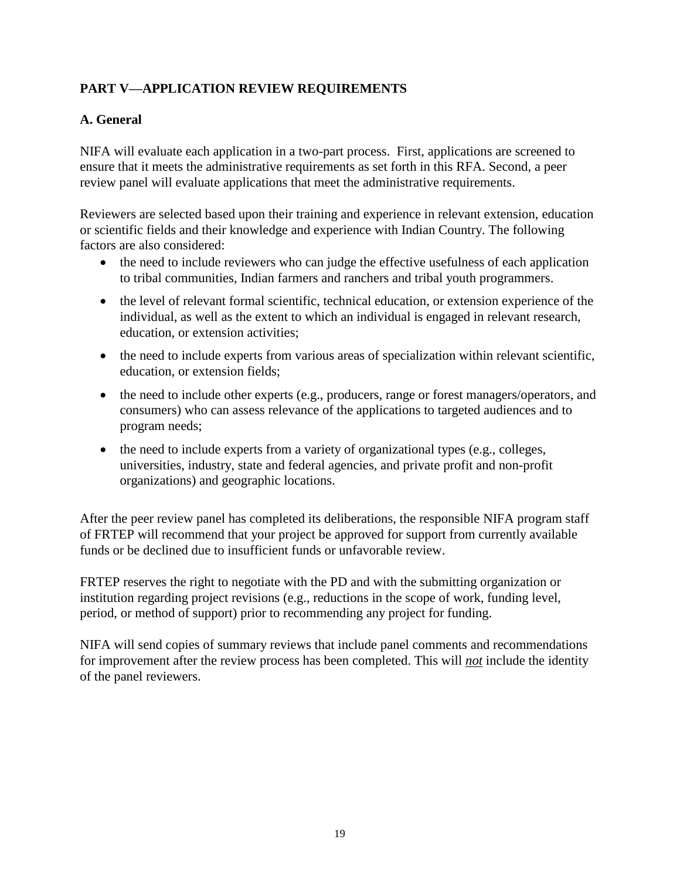## PART V—APPLICATION REVIEW REQUIREMENTS

### A. General

NIFA will evaluate each application in a two-part process. First, applications are screened to ensure that it meets the administrative requirements as set forth in this RFA. Second, a peer review panel will evaluate applications that meet the administrative requirements.

Reviewers are selected based upon their training and experience in relevant extension, education or scientific fields and their knowledge and experience with Indian Country. The following factors are also considered:

- the need to include reviewers who can judge the effective usefulness of each application to tribal communities, Indian farmers and ranchers and tribal youth programmers.
- the level of relevant formal scientific, technical education, or extension experience of the individual, as well as the extent to which an individual is engaged in relevant research, education, or extension activities;
- the need to include experts from various areas of specialization within relevant scientific, education, or extension fields;
- the need to include other experts (e.g., producers, range or forest managers/operators, and consumers) who can assess relevance of the applications to targeted audiences and to program needs;
- the need to include experts from a variety of organizational types (e.g., colleges, universities, industry, state and federal agencies, and private profit and non-profit organizations) and geographic locations.

After the peer review panel has completed its deliberations, the responsible NIFA program staff of FRTEP will recommend that your project be approved for support from currently available funds or be declined due to insufficient funds or unfavorable review.

FRTEP reserves the right to negotiate with the PD and with the submitting organization or institution regarding project revisions (e.g., reductions in the scope of work, funding level, period, or method of support) prior to recommending any project for funding.

NIFA will send copies of summary reviews that include panel comments and recommendations for improvement after the review process has been completed. This will ***not*** include the identity of the panel reviewers.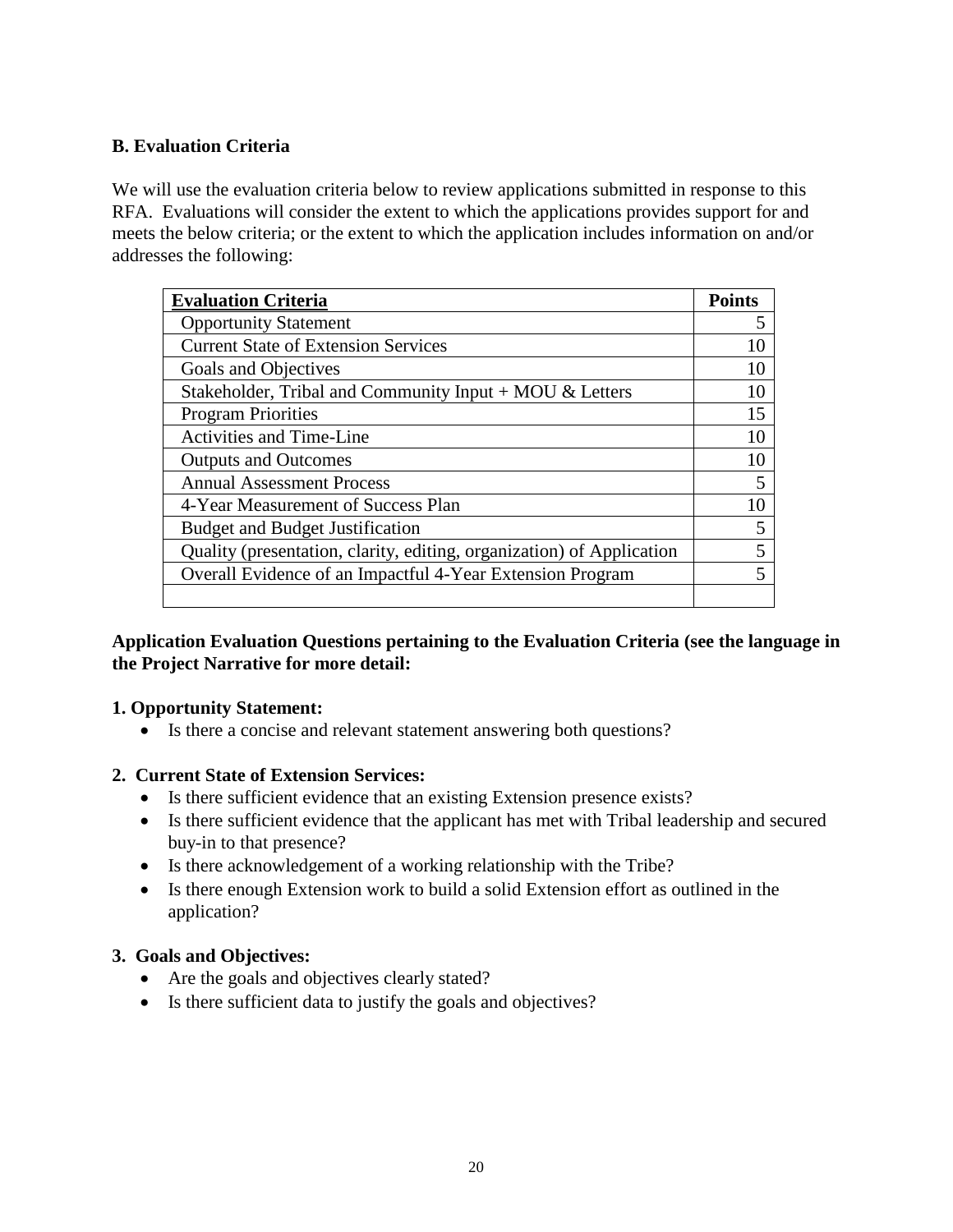**B. Evaluation Criteria**

We will use the evaluation criteria below to review applications submitted in response to this RFA. Evaluations will consider the extent to which the applications provides support for and meets the below criteria; or the extent to which the application includes information on and/or addresses the following:

| Evaluation Criteria | Points |
|---|---|
| Opportunity Statement | 5 |
| Current State of Extension Services | 10 |
| Goals and Objectives | 10 |
| Stakeholder, Tribal and Community Input + MOU & Letters | 10 |
| Program Priorities | 15 |
| Activities and Time-Line | 10 |
| Outputs and Outcomes | 10 |
| Annual Assessment Process | 5 |
| 4-Year Measurement of Success Plan | 10 |
| Budget and Budget Justification | 5 |
| Quality (presentation, clarity, editing, organization) of Application | 5 |
| Overall Evidence of an Impactful 4-Year Extension Program | 5 |
| | |

**Application Evaluation Questions pertaining to the Evaluation Criteria (see the language in the Project Narrative for more detail:**

**1. Opportunity Statement:**

- Is there a concise and relevant statement answering both questions?

**2. Current State of Extension Services:**

- Is there sufficient evidence that an existing Extension presence exists?
- Is there sufficient evidence that the applicant has met with Tribal leadership and secured buy-in to that presence?
- Is there acknowledgement of a working relationship with the Tribe?
- Is there enough Extension work to build a solid Extension effort as outlined in the application?

**3. Goals and Objectives:**

- Are the goals and objectives clearly stated?
- Is there sufficient data to justify the goals and objectives?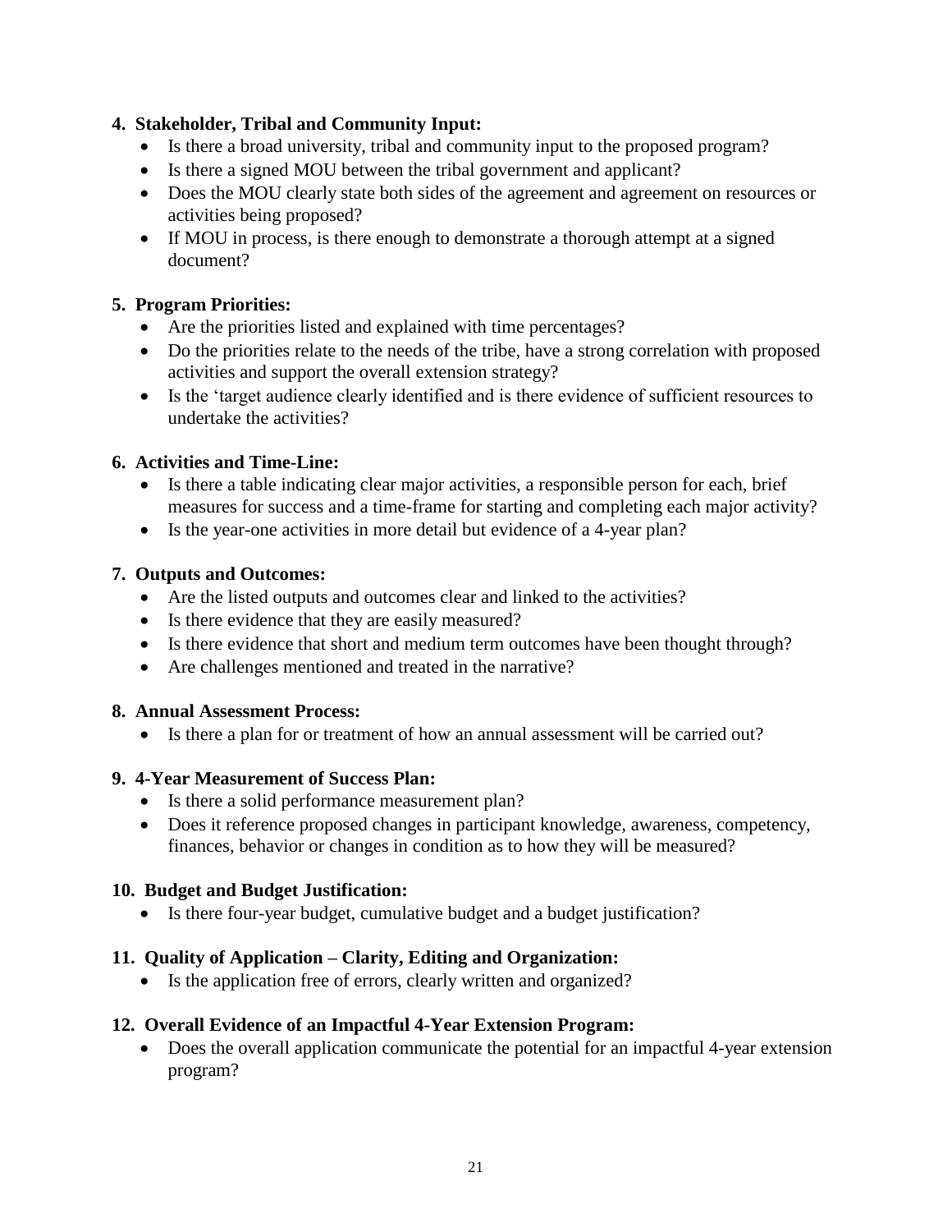**4. Stakeholder, Tribal and Community Input:**

- Is there a broad university, tribal and community input to the proposed program?
- Is there a signed MOU between the tribal government and applicant?
- Does the MOU clearly state both sides of the agreement and agreement on resources or activities being proposed?
- If MOU in process, is there enough to demonstrate a thorough attempt at a signed document?

**5. Program Priorities:**

- Are the priorities listed and explained with time percentages?
- Do the priorities relate to the needs of the tribe, have a strong correlation with proposed activities and support the overall extension strategy?
- Is the 'target audience clearly identified and is there evidence of sufficient resources to undertake the activities?

**6. Activities and Time-Line:**

- Is there a table indicating clear major activities, a responsible person for each, brief measures for success and a time-frame for starting and completing each major activity?
- Is the year-one activities in more detail but evidence of a 4-year plan?

**7. Outputs and Outcomes:**

- Are the listed outputs and outcomes clear and linked to the activities?
- Is there evidence that they are easily measured?
- Is there evidence that short and medium term outcomes have been thought through?
- Are challenges mentioned and treated in the narrative?

**8. Annual Assessment Process:**

- Is there a plan for or treatment of how an annual assessment will be carried out?

**9. 4-Year Measurement of Success Plan:**

- Is there a solid performance measurement plan?
- Does it reference proposed changes in participant knowledge, awareness, competency, finances, behavior or changes in condition as to how they will be measured?

**10. Budget and Budget Justification:**

- Is there four-year budget, cumulative budget and a budget justification?

**11. Quality of Application – Clarity, Editing and Organization:**

- Is the application free of errors, clearly written and organized?

**12. Overall Evidence of an Impactful 4-Year Extension Program:**

- Does the overall application communicate the potential for an impactful 4-year extension program?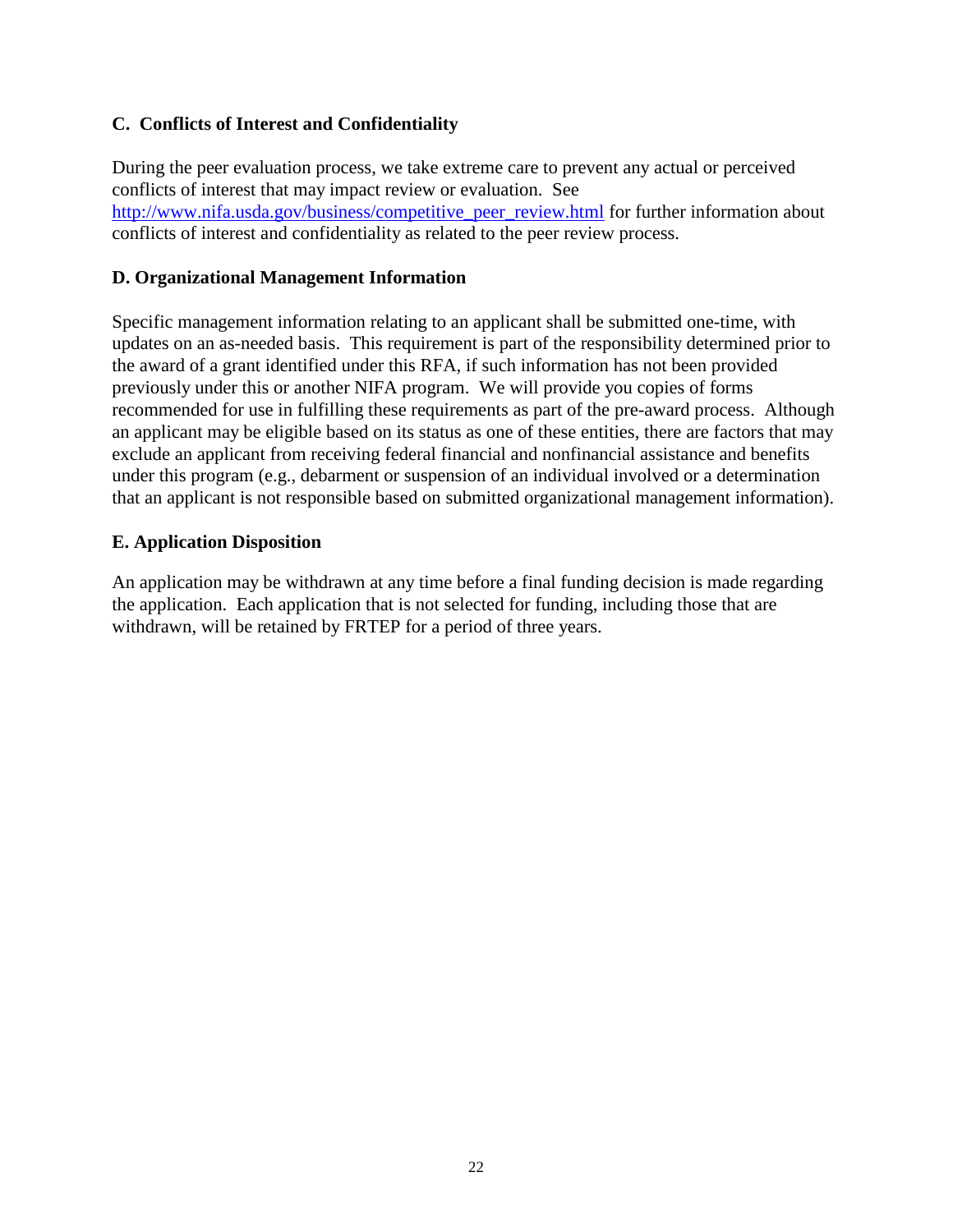### C. Conflicts of Interest and Confidentiality

During the peer evaluation process, we take extreme care to prevent any actual or perceived conflicts of interest that may impact review or evaluation. See [http://www.nifa.usda.gov/business/competitive_peer_review.html](http://www.nifa.usda.gov/business/competitive_peer_review.html) for further information about conflicts of interest and confidentiality as related to the peer review process.

### D. Organizational Management Information

Specific management information relating to an applicant shall be submitted one-time, with updates on an as-needed basis. This requirement is part of the responsibility determined prior to the award of a grant identified under this RFA, if such information has not been provided previously under this or another NIFA program. We will provide you copies of forms recommended for use in fulfilling these requirements as part of the pre-award process. Although an applicant may be eligible based on its status as one of these entities, there are factors that may exclude an applicant from receiving federal financial and nonfinancial assistance and benefits under this program (e.g., debarment or suspension of an individual involved or a determination that an applicant is not responsible based on submitted organizational management information).

### E. Application Disposition

An application may be withdrawn at any time before a final funding decision is made regarding the application. Each application that is not selected for funding, including those that are withdrawn, will be retained by FRTEP for a period of three years.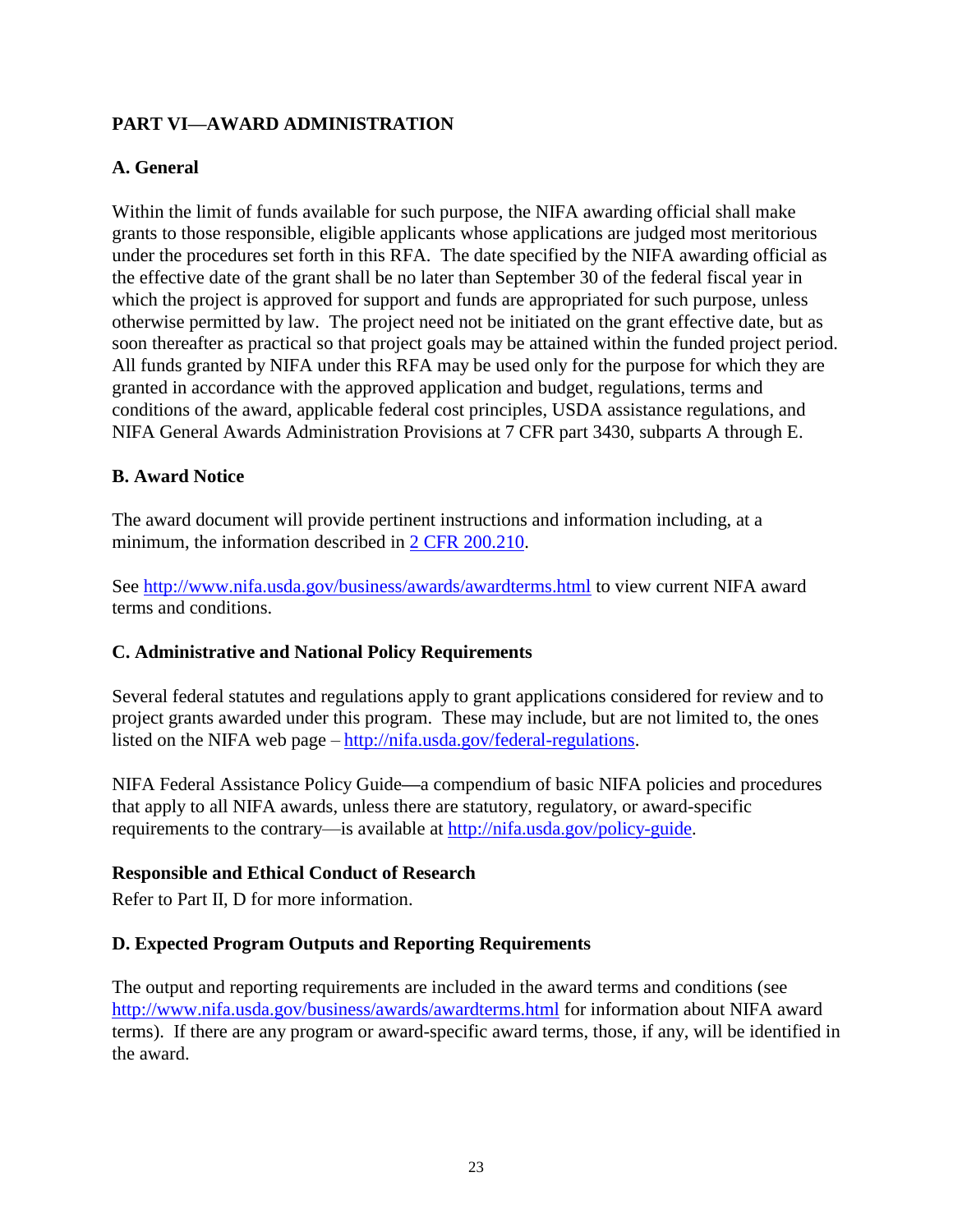## PART VI—AWARD ADMINISTRATION

### A. General

Within the limit of funds available for such purpose, the NIFA awarding official shall make grants to those responsible, eligible applicants whose applications are judged most meritorious under the procedures set forth in this RFA. The date specified by the NIFA awarding official as the effective date of the grant shall be no later than September 30 of the federal fiscal year in which the project is approved for support and funds are appropriated for such purpose, unless otherwise permitted by law. The project need not be initiated on the grant effective date, but as soon thereafter as practical so that project goals may be attained within the funded project period. All funds granted by NIFA under this RFA may be used only for the purpose for which they are granted in accordance with the approved application and budget, regulations, terms and conditions of the award, applicable federal cost principles, USDA assistance regulations, and NIFA General Awards Administration Provisions at 7 CFR part 3430, subparts A through E.

### B. Award Notice

The award document will provide pertinent instructions and information including, at a minimum, the information described in 2 CFR 200.210.

See http://www.nifa.usda.gov/business/awards/awardterms.html to view current NIFA award terms and conditions.

### C. Administrative and National Policy Requirements

Several federal statutes and regulations apply to grant applications considered for review and to project grants awarded under this program. These may include, but are not limited to, the ones listed on the NIFA web page – http://nifa.usda.gov/federal-regulations.

NIFA Federal Assistance Policy Guide—a compendium of basic NIFA policies and procedures that apply to all NIFA awards, unless there are statutory, regulatory, or award-specific requirements to the contrary—is available at http://nifa.usda.gov/policy-guide.

**Responsible and Ethical Conduct of Research**

Refer to Part II, D for more information.

### D. Expected Program Outputs and Reporting Requirements

The output and reporting requirements are included in the award terms and conditions (see http://www.nifa.usda.gov/business/awards/awardterms.html for information about NIFA award terms). If there are any program or award-specific award terms, those, if any, will be identified in the award.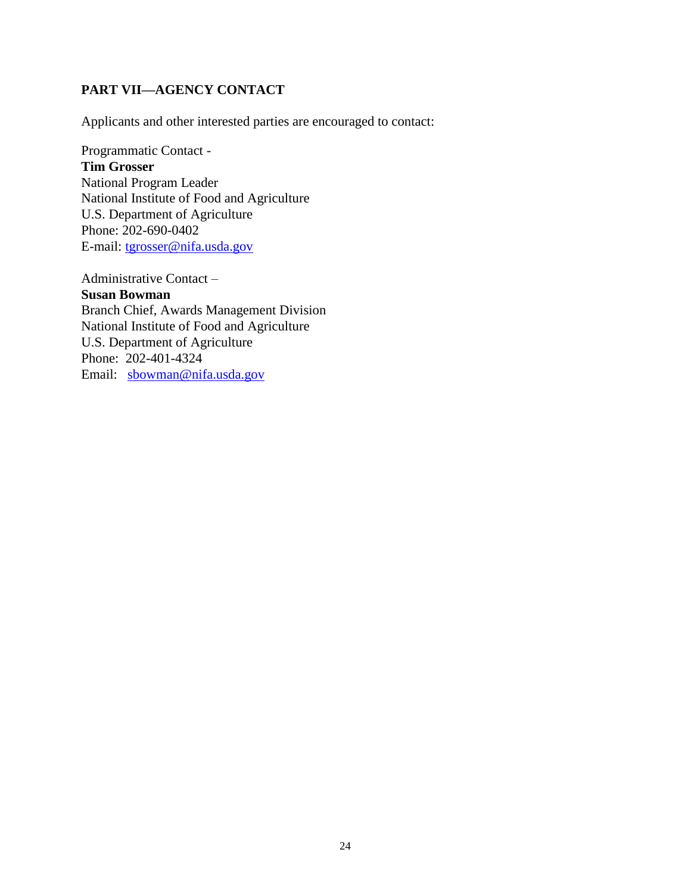## PART VII—AGENCY CONTACT

Applicants and other interested parties are encouraged to contact:

Programmatic Contact -
**Tim Grosser**
National Program Leader
National Institute of Food and Agriculture
U.S. Department of Agriculture
Phone: 202-690-0402
E-mail: tgrosser@nifa.usda.gov

Administrative Contact –
**Susan Bowman**
Branch Chief, Awards Management Division
National Institute of Food and Agriculture
U.S. Department of Agriculture
Phone: 202-401-4324
Email: sbowman@nifa.usda.gov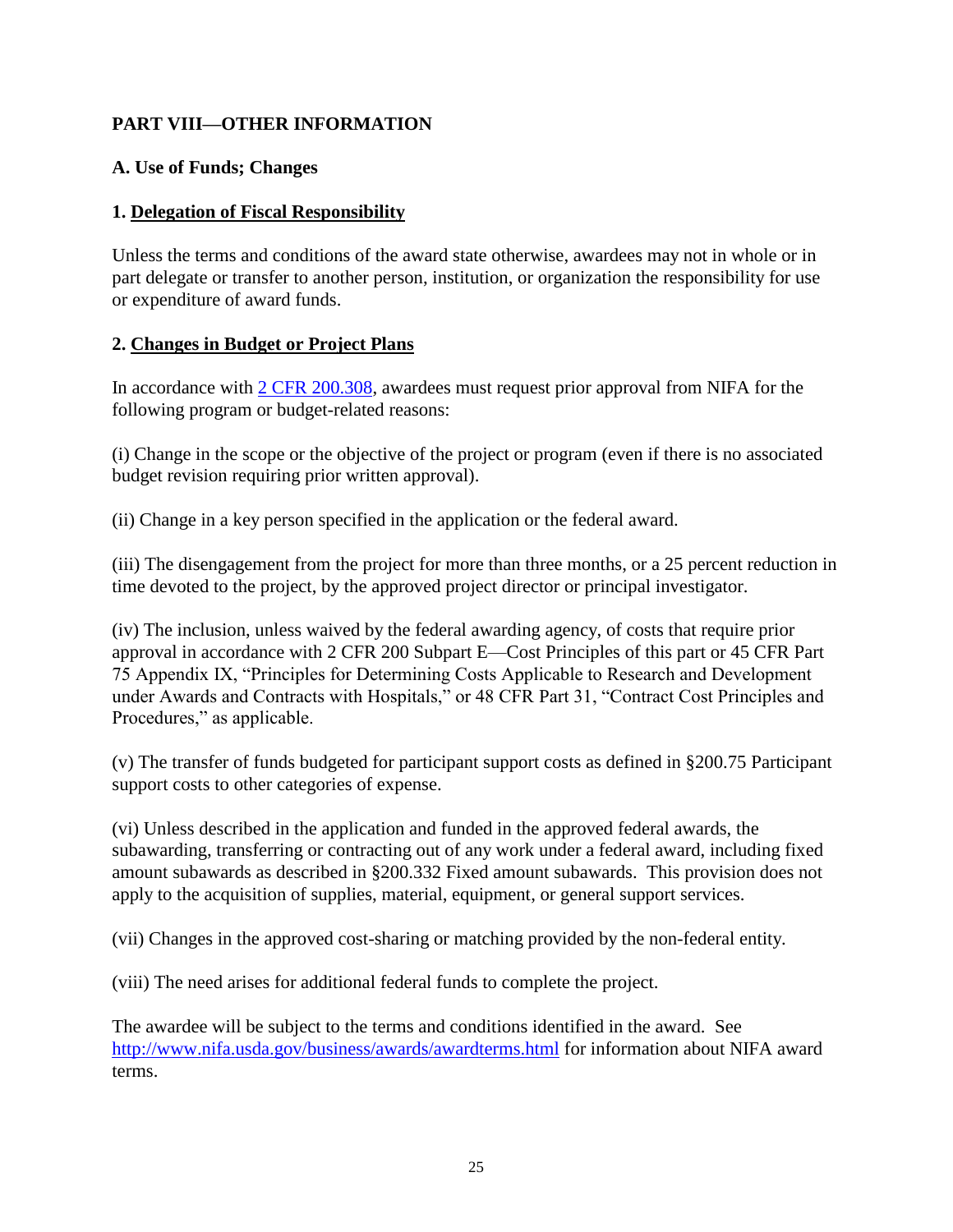## PART VIII—OTHER INFORMATION

### A. Use of Funds; Changes

#### 1. Delegation of Fiscal Responsibility

Unless the terms and conditions of the award state otherwise, awardees may not in whole or in part delegate or transfer to another person, institution, or organization the responsibility for use or expenditure of award funds.

#### 2. Changes in Budget or Project Plans

In accordance with [2 CFR 200.308](#), awardees must request prior approval from NIFA for the following program or budget-related reasons:

(i) Change in the scope or the objective of the project or program (even if there is no associated budget revision requiring prior written approval).

(ii) Change in a key person specified in the application or the federal award.

(iii) The disengagement from the project for more than three months, or a 25 percent reduction in time devoted to the project, by the approved project director or principal investigator.

(iv) The inclusion, unless waived by the federal awarding agency, of costs that require prior approval in accordance with 2 CFR 200 Subpart E—Cost Principles of this part or 45 CFR Part 75 Appendix IX, "Principles for Determining Costs Applicable to Research and Development under Awards and Contracts with Hospitals," or 48 CFR Part 31, "Contract Cost Principles and Procedures," as applicable.

(v) The transfer of funds budgeted for participant support costs as defined in §200.75 Participant support costs to other categories of expense.

(vi) Unless described in the application and funded in the approved federal awards, the subawarding, transferring or contracting out of any work under a federal award, including fixed amount subawards as described in §200.332 Fixed amount subawards. This provision does not apply to the acquisition of supplies, material, equipment, or general support services.

(vii) Changes in the approved cost-sharing or matching provided by the non-federal entity.

(viii) The need arises for additional federal funds to complete the project.

The awardee will be subject to the terms and conditions identified in the award. See [http://www.nifa.usda.gov/business/awards/awardterms.html](http://www.nifa.usda.gov/business/awards/awardterms.html) for information about NIFA award terms.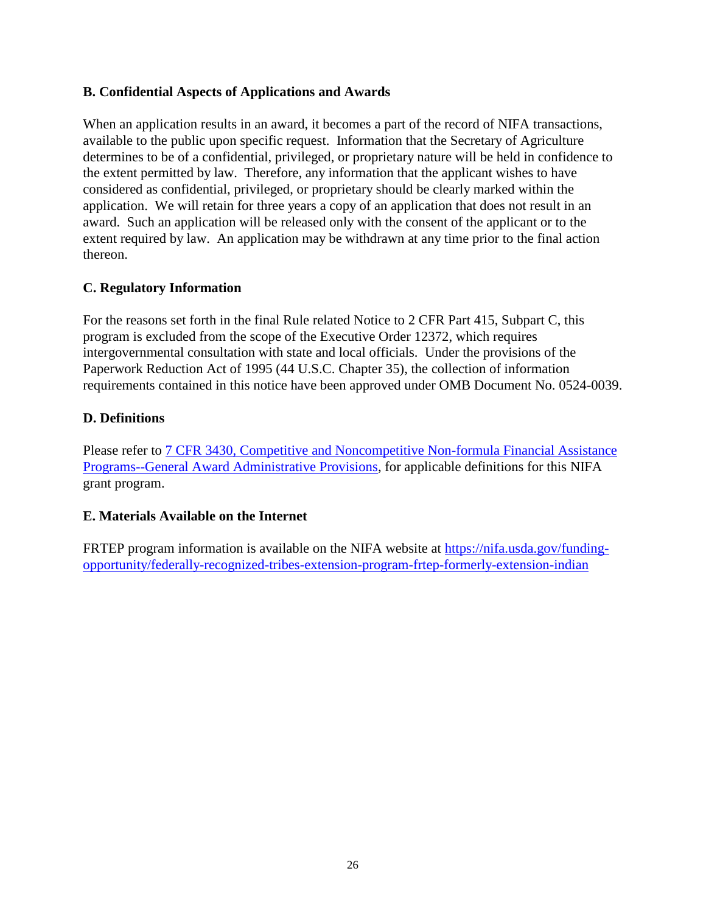### B. Confidential Aspects of Applications and Awards

When an application results in an award, it becomes a part of the record of NIFA transactions, available to the public upon specific request. Information that the Secretary of Agriculture determines to be of a confidential, privileged, or proprietary nature will be held in confidence to the extent permitted by law. Therefore, any information that the applicant wishes to have considered as confidential, privileged, or proprietary should be clearly marked within the application. We will retain for three years a copy of an application that does not result in an award. Such an application will be released only with the consent of the applicant or to the extent required by law. An application may be withdrawn at any time prior to the final action thereon.

### C. Regulatory Information

For the reasons set forth in the final Rule related Notice to 2 CFR Part 415, Subpart C, this program is excluded from the scope of the Executive Order 12372, which requires intergovernmental consultation with state and local officials. Under the provisions of the Paperwork Reduction Act of 1995 (44 U.S.C. Chapter 35), the collection of information requirements contained in this notice have been approved under OMB Document No. 0524-0039.

### D. Definitions

Please refer to 7 CFR 3430, Competitive and Noncompetitive Non-formula Financial Assistance Programs--General Award Administrative Provisions, for applicable definitions for this NIFA grant program.

### E. Materials Available on the Internet

FRTEP program information is available on the NIFA website at https://nifa.usda.gov/funding-opportunity/federally-recognized-tribes-extension-program-frtep-formerly-extension-indian